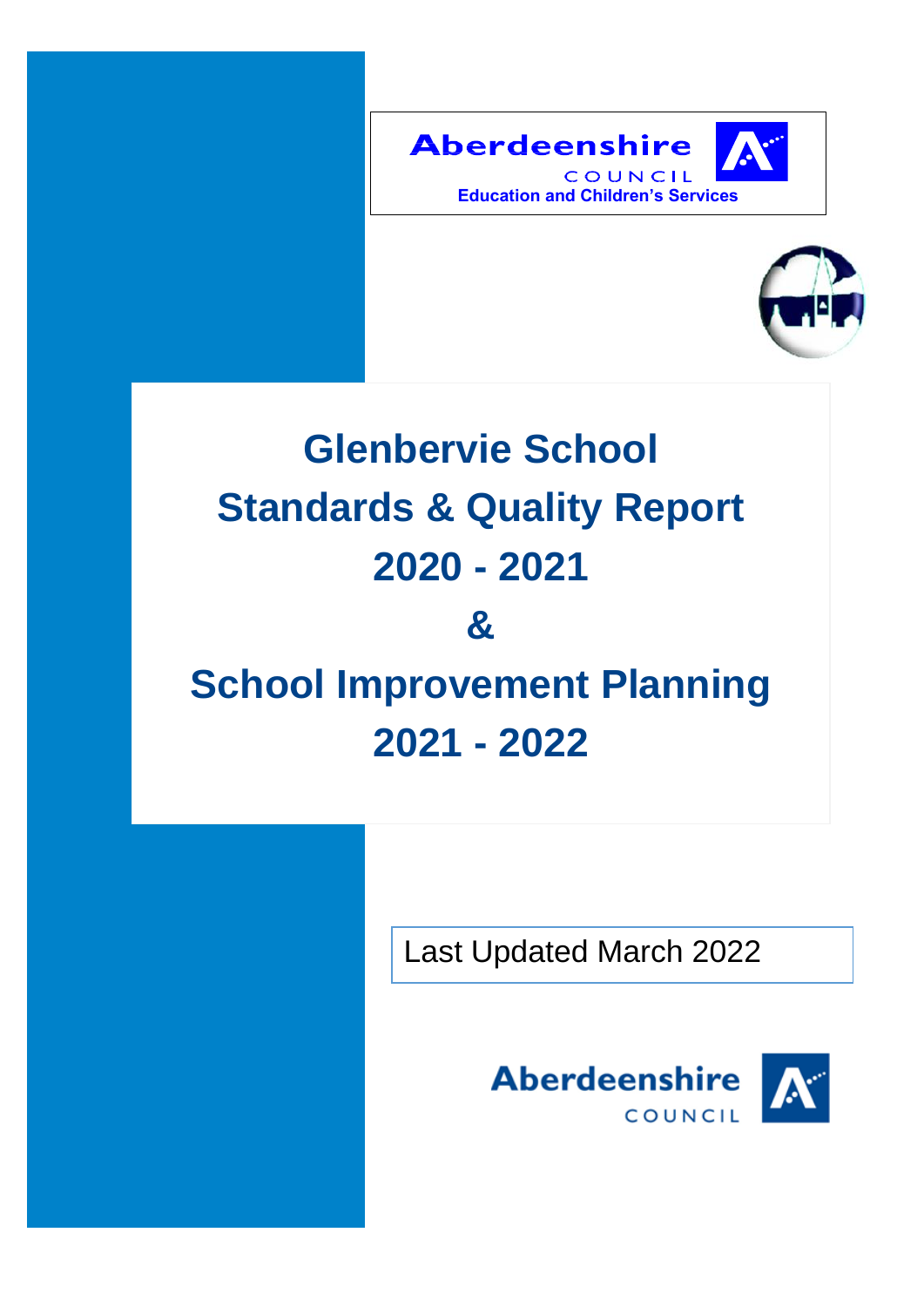Aberdeenshire COUNCIL
Education and Children's Services

# Glenbervie School
# Standards & Quality Report
# 2020 - 2021
# &
# School Improvement Planning
# 2021 - 2022

Last Updated March 2022

Aberdeenshire COUNCIL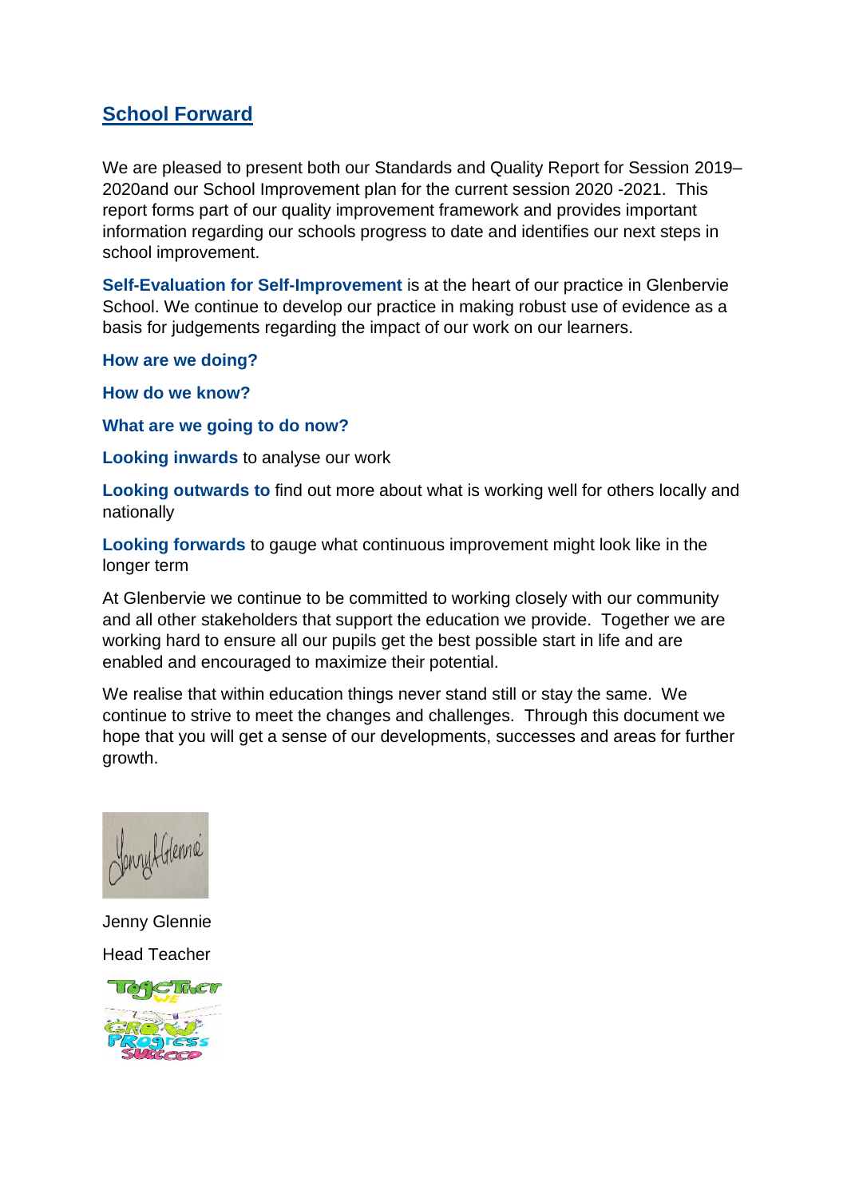## School Forward

We are pleased to present both our Standards and Quality Report for Session 2019–2020and our School Improvement plan for the current session 2020 -2021. This report forms part of our quality improvement framework and provides important information regarding our schools progress to date and identifies our next steps in school improvement.

**Self-Evaluation for Self-Improvement** is at the heart of our practice in Glenbervie School. We continue to develop our practice in making robust use of evidence as a basis for judgements regarding the impact of our work on our learners.

**How are we doing?**

**How do we know?**

**What are we going to do now?**

**Looking inwards** to analyse our work

**Looking outwards to** find out more about what is working well for others locally and nationally

**Looking forwards** to gauge what continuous improvement might look like in the longer term

At Glenbervie we continue to be committed to working closely with our community and all other stakeholders that support the education we provide. Together we are working hard to ensure all our pupils get the best possible start in life and are enabled and encouraged to maximize their potential.

We realise that within education things never stand still or stay the same. We continue to strive to meet the changes and challenges. Through this document we hope that you will get a sense of our developments, successes and areas for further growth.

Jenny Glennie

Head Teacher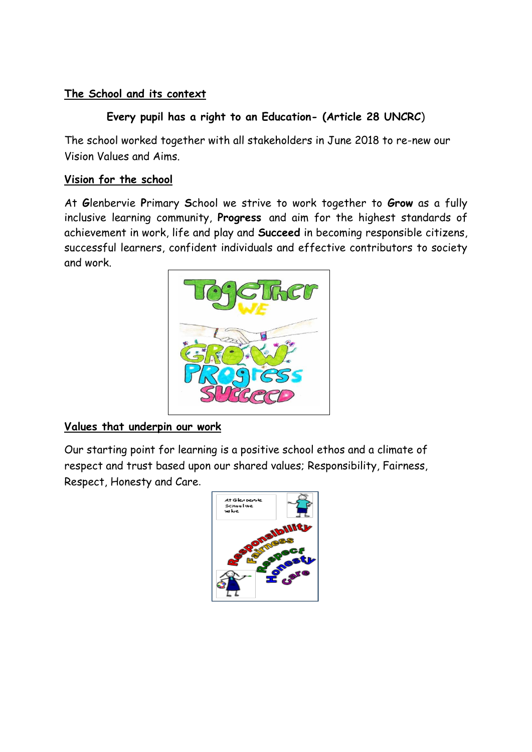## The School and its context

**Every pupil has a right to an Education- (Article 28 UNCRC)**

The school worked together with all stakeholders in June 2018 to re-new our Vision Values and Aims.

## Vision for the school

At **G**lenbervie **P**rimary **S**chool we strive to work together to **Grow** as a fully inclusive learning community, **Progress** and aim for the highest standards of achievement in work, life and play and **Succeed** in becoming responsible citizens, successful learners, confident individuals and effective contributors to society and work.

## Values that underpin our work

Our starting point for learning is a positive school ethos and a climate of respect and trust based upon our shared values; Responsibility, Fairness, Respect, Honesty and Care.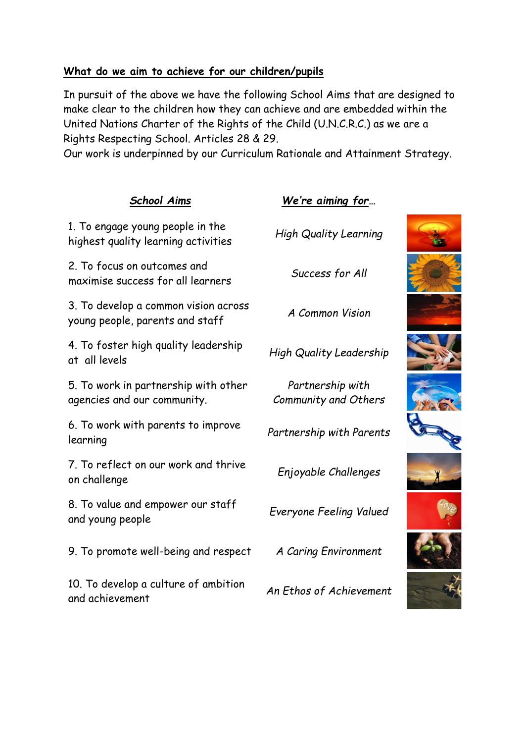## What do we aim to achieve for our children/pupils

In pursuit of the above we have the following School Aims that are designed to make clear to the children how they can achieve and are embedded within the United Nations Charter of the Rights of the Child (U.N.C.R.C.) as we are a Rights Respecting School. Articles 28 & 29.

Our work is underpinned by our Curriculum Rationale and Attainment Strategy.

| ***School Aims*** | ***We're aiming for…*** |
|---|---|
| 1. To engage young people in the highest quality learning activities | *High Quality Learning* |
| 2. To focus on outcomes and maximise success for all learners | *Success for All* |
| 3. To develop a common vision across young people, parents and staff | *A Common Vision* |
| 4. To foster high quality leadership at all levels | *High Quality Leadership* |
| 5. To work in partnership with other agencies and our community. | *Partnership with Community and Others* |
| 6. To work with parents to improve learning | *Partnership with Parents* |
| 7. To reflect on our work and thrive on challenge | *Enjoyable Challenges* |
| 8. To value and empower our staff and young people | *Everyone Feeling Valued* |
| 9. To promote well-being and respect | *A Caring Environment* |
| 10. To develop a culture of ambition and achievement | *An Ethos of Achievement* |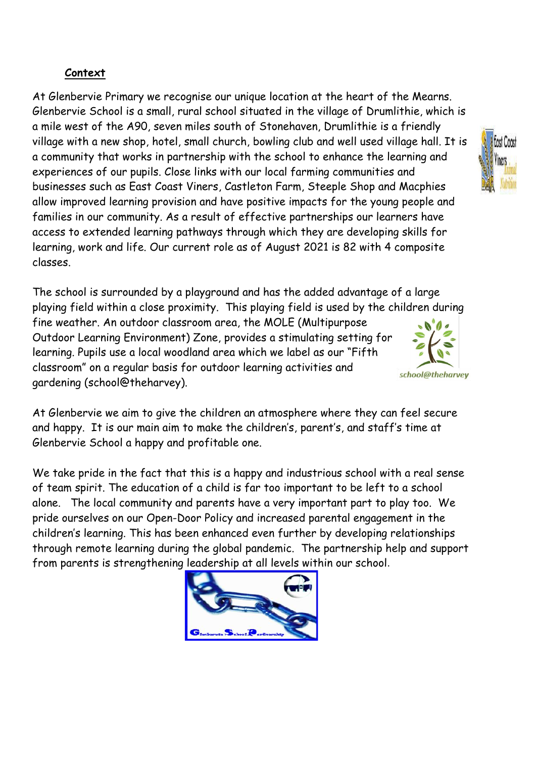## Context

At Glenbervie Primary we recognise our unique location at the heart of the Mearns. Glenbervie School is a small, rural school situated in the village of Drumlithie, which is a mile west of the A90, seven miles south of Stonehaven, Drumlithie is a friendly village with a new shop, hotel, small church, bowling club and well used village hall. It is a community that works in partnership with the school to enhance the learning and experiences of our pupils. Close links with our local farming communities and businesses such as East Coast Viners, Castleton Farm, Steeple Shop and Macphies allow improved learning provision and have positive impacts for the young people and families in our community. As a result of effective partnerships our learners have access to extended learning pathways through which they are developing skills for learning, work and life. Our current role as of August 2021 is 82 with 4 composite classes.

The school is surrounded by a playground and has the added advantage of a large playing field within a close proximity. This playing field is used by the children during fine weather. An outdoor classroom area, the MOLE (Multipurpose Outdoor Learning Environment) Zone, provides a stimulating setting for learning. Pupils use a local woodland area which we label as our "Fifth classroom" on a regular basis for outdoor learning activities and gardening (school@theharvey).

At Glenbervie we aim to give the children an atmosphere where they can feel secure and happy. It is our main aim to make the children's, parent's, and staff's time at Glenbervie School a happy and profitable one.

We take pride in the fact that this is a happy and industrious school with a real sense of team spirit. The education of a child is far too important to be left to a school alone. The local community and parents have a very important part to play too. We pride ourselves on our Open-Door Policy and increased parental engagement in the children's learning. This has been enhanced even further by developing relationships through remote learning during the global pandemic. The partnership help and support from parents is strengthening leadership at all levels within our school.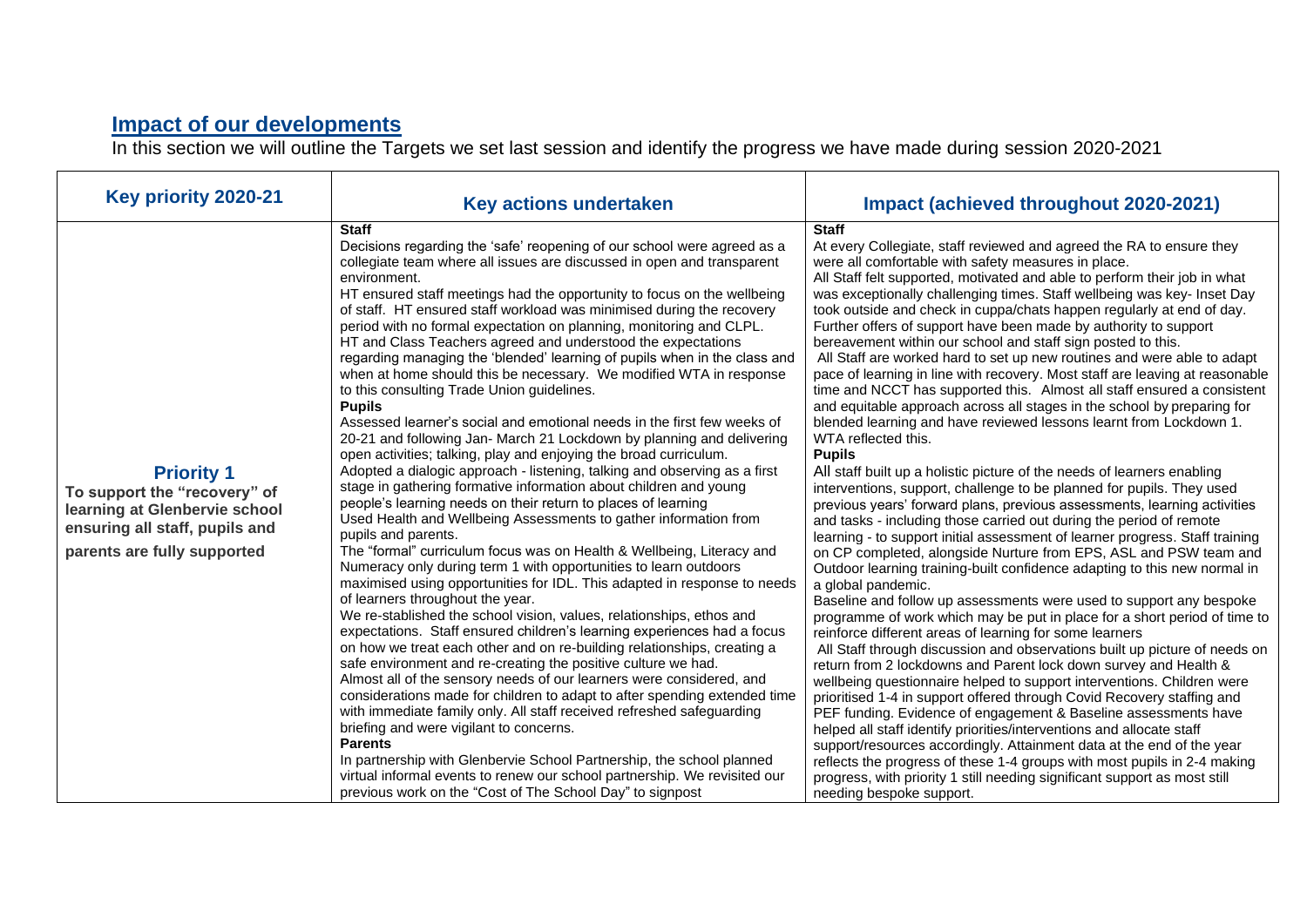## Impact of our developments

In this section we will outline the Targets we set last session and identify the progress we have made during session 2020-2021

| Key priority 2020-21 | Key actions undertaken | Impact (achieved throughout 2020-2021) |
|---|---|---|
| **Priority 1**<br>**To support the "recovery" of learning at Glenbervie school ensuring all staff, pupils and parents are fully supported** | **Staff**<br>Decisions regarding the 'safe' reopening of our school were agreed as a collegiate team where all issues are discussed in open and transparent environment.<br>HT ensured staff meetings had the opportunity to focus on the wellbeing of staff. HT ensured staff workload was minimised during the recovery period with no formal expectation on planning, monitoring and CLPL.<br>HT and Class Teachers agreed and understood the expectations regarding managing the 'blended' learning of pupils when in the class and when at home should this be necessary. We modified WTA in response to this consulting Trade Union guidelines.<br>**Pupils**<br>Assessed learner's social and emotional needs in the first few weeks of 20-21 and following Jan- March 21 Lockdown by planning and delivering open activities; talking, play and enjoying the broad curriculum.<br>Adopted a dialogic approach - listening, talking and observing as a first stage in gathering formative information about children and young people's learning needs on their return to places of learning<br>Used Health and Wellbeing Assessments to gather information from pupils and parents.<br>The "formal" curriculum focus was on Health & Wellbeing, Literacy and Numeracy only during term 1 with opportunities to learn outdoors maximised using opportunities for IDL. This adapted in response to needs of learners throughout the year.<br>We re-stablished the school vision, values, relationships, ethos and expectations. Staff ensured children's learning experiences had a focus on how we treat each other and on re-building relationships, creating a safe environment and re-creating the positive culture we had.<br>Almost all of the sensory needs of our learners were considered, and considerations made for children to adapt to after spending extended time with immediate family only. All staff received refreshed safeguarding briefing and were vigilant to concerns.<br>**Parents**<br>In partnership with Glenbervie School Partnership, the school planned virtual informal events to renew our school partnership. We revisited our previous work on the "Cost of The School Day" to signpost | **Staff**<br>At every Collegiate, staff reviewed and agreed the RA to ensure they were all comfortable with safety measures in place.<br>All Staff felt supported, motivated and able to perform their job in what was exceptionally challenging times. Staff wellbeing was key- Inset Day took outside and check in cuppa/chats happen regularly at end of day. Further offers of support have been made by authority to support bereavement within our school and staff sign posted to this.<br>All Staff are worked hard to set up new routines and were able to adapt pace of learning in line with recovery. Most staff are leaving at reasonable time and NCCT has supported this. Almost all staff ensured a consistent and equitable approach across all stages in the school by preparing for blended learning and have reviewed lessons learnt from Lockdown 1. WTA reflected this.<br>**Pupils**<br>All staff built up a holistic picture of the needs of learners enabling interventions, support, challenge to be planned for pupils. They used previous years' forward plans, previous assessments, learning activities and tasks - including those carried out during the period of remote learning - to support initial assessment of learner progress. Staff training on CP completed, alongside Nurture from EPS, ASL and PSW team and Outdoor learning training-built confidence adapting to this new normal in a global pandemic.<br>Baseline and follow up assessments were used to support any bespoke programme of work which may be put in place for a short period of time to reinforce different areas of learning for some learners<br>All Staff through discussion and observations built up picture of needs on return from 2 lockdowns and Parent lock down survey and Health & wellbeing questionnaire helped to support interventions. Children were prioritised 1-4 in support offered through Covid Recovery staffing and PEF funding. Evidence of engagement & Baseline assessments have helped all staff identify priorities/interventions and allocate staff support/resources accordingly. Attainment data at the end of the year reflects the progress of these 1-4 groups with most pupils in 2-4 making progress, with priority 1 still needing significant support as most still needing bespoke support. |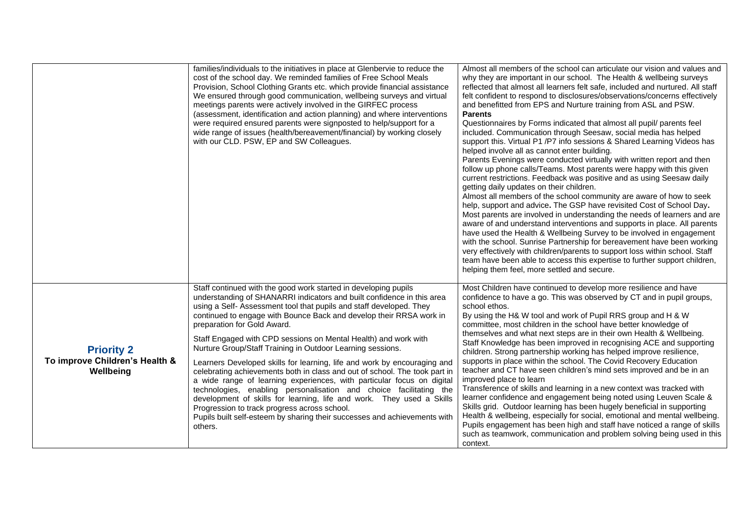| | | |
|---|---|---|
| | families/individuals to the initiatives in place at Glenbervie to reduce the cost of the school day. We reminded families of Free School Meals Provision, School Clothing Grants etc. which provide financial assistance We ensured through good communication, wellbeing surveys and virtual meetings parents were actively involved in the GIRFEC process (assessment, identification and action planning) and where interventions were required ensured parents were signposted to help/support for a wide range of issues (health/bereavement/financial) by working closely with our CLD. PSW, EP and SW Colleagues. | Almost all members of the school can articulate our vision and values and why they are important in our school. The Health & wellbeing surveys reflected that almost all learners felt safe, included and nurtured. All staff felt confident to respond to disclosures/observations/concerns effectively and benefitted from EPS and Nurture training from ASL and PSW.<br>**Parents**<br>Questionnaires by Forms indicated that almost all pupil/ parents feel included. Communication through Seesaw, social media has helped support this. Virtual P1 /P7 info sessions & Shared Learning Videos has helped involve all as cannot enter building.<br>Parents Evenings were conducted virtually with written report and then follow up phone calls/Teams. Most parents were happy with this given current restrictions. Feedback was positive and as using Seesaw daily getting daily updates on their children.<br>Almost all members of the school community are aware of how to seek help, support and advice**.** The GSP have revisited Cost of School Day**.** Most parents are involved in understanding the needs of learners and are aware of and understand interventions and supports in place. All parents have used the Health & Wellbeing Survey to be involved in engagement with the school. Sunrise Partnership for bereavement have been working very effectively with children/parents to support loss within school. Staff team have been able to access this expertise to further support children, helping them feel, more settled and secure. |
| **Priority 2**<br>**To improve Children's Health & Wellbeing** | Staff continued with the good work started in developing pupils understanding of SHANARRI indicators and built confidence in this area using a Self- Assessment tool that pupils and staff developed. They continued to engage with Bounce Back and develop their RRSA work in preparation for Gold Award.<br><br>Staff Engaged with CPD sessions on Mental Health) and work with Nurture Group/Staff Training in Outdoor Learning sessions.<br><br>Learners Developed skills for learning, life and work by encouraging and celebrating achievements both in class and out of school. The took part in a wide range of learning experiences, with particular focus on digital technologies, enabling personalisation and choice facilitating the development of skills for learning, life and work. They used a Skills Progression to track progress across school.<br>Pupils built self-esteem by sharing their successes and achievements with others. | Most Children have continued to develop more resilience and have confidence to have a go. This was observed by CT and in pupil groups, school ethos.<br>By using the H& W tool and work of Pupil RRS group and H & W committee, most children in the school have better knowledge of themselves and what next steps are in their own Health & Wellbeing.<br>Staff Knowledge has been improved in recognising ACE and supporting children. Strong partnership working has helped improve resilience, supports in place within the school. The Covid Recovery Education teacher and CT have seen children's mind sets improved and be in an improved place to learn<br>Transference of skills and learning in a new context was tracked with learner confidence and engagement being noted using Leuven Scale & Skills grid. Outdoor learning has been hugely beneficial in supporting Health & wellbeing, especially for social, emotional and mental wellbeing. Pupils engagement has been high and staff have noticed a range of skills such as teamwork, communication and problem solving being used in this context. |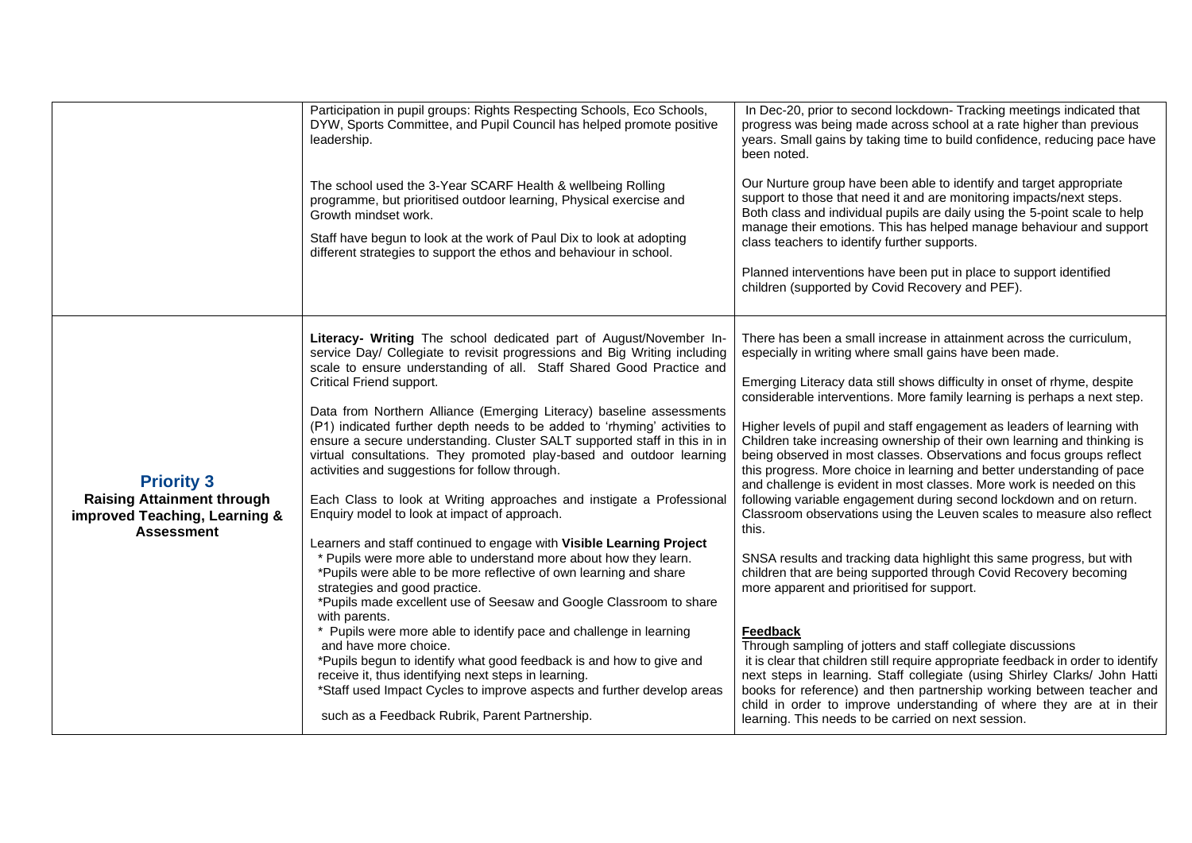| | | |
|---|---|---|
| | Participation in pupil groups: Rights Respecting Schools, Eco Schools, DYW, Sports Committee, and Pupil Council has helped promote positive leadership.<br><br>The school used the 3-Year SCARF Health & wellbeing Rolling programme, but prioritised outdoor learning, Physical exercise and Growth mindset work.<br><br>Staff have begun to look at the work of Paul Dix to look at adopting different strategies to support the ethos and behaviour in school. | In Dec-20, prior to second lockdown- Tracking meetings indicated that progress was being made across school at a rate higher than previous years. Small gains by taking time to build confidence, reducing pace have been noted.<br><br>Our Nurture group have been able to identify and target appropriate support to those that need it and are monitoring impacts/next steps. Both class and individual pupils are daily using the 5-point scale to help manage their emotions. This has helped manage behaviour and support class teachers to identify further supports.<br><br>Planned interventions have been put in place to support identified children (supported by Covid Recovery and PEF). |
| **Priority 3**<br>**Raising Attainment through improved Teaching, Learning & Assessment** | **Literacy- Writing** The school dedicated part of August/November In-service Day/ Collegiate to revisit progressions and Big Writing including scale to ensure understanding of all. Staff Shared Good Practice and Critical Friend support.<br><br>Data from Northern Alliance (Emerging Literacy) baseline assessments (P1) indicated further depth needs to be added to 'rhyming' activities to ensure a secure understanding. Cluster SALT supported staff in this in in virtual consultations. They promoted play-based and outdoor learning activities and suggestions for follow through.<br><br>Each Class to look at Writing approaches and instigate a Professional Enquiry model to look at impact of approach.<br><br>Learners and staff continued to engage with **Visible Learning Project**<br>* Pupils were more able to understand more about how they learn.<br>*Pupils were able to be more reflective of own learning and share strategies and good practice.<br>*Pupils made excellent use of Seesaw and Google Classroom to share with parents.<br>* Pupils were more able to identify pace and challenge in learning and have more choice.<br>*Pupils begun to identify what good feedback is and how to give and receive it, thus identifying next steps in learning.<br>*Staff used Impact Cycles to improve aspects and further develop areas such as a Feedback Rubrik, Parent Partnership. | There has been a small increase in attainment across the curriculum, especially in writing where small gains have been made.<br><br>Emerging Literacy data still shows difficulty in onset of rhyme, despite considerable interventions. More family learning is perhaps a next step.<br><br>Higher levels of pupil and staff engagement as leaders of learning with Children take increasing ownership of their own learning and thinking is being observed in most classes. Observations and focus groups reflect this progress. More choice in learning and better understanding of pace and challenge is evident in most classes. More work is needed on this following variable engagement during second lockdown and on return. Classroom observations using the Leuven scales to measure also reflect this.<br><br>SNSA results and tracking data highlight this same progress, but with children that are being supported through Covid Recovery becoming more apparent and prioritised for support.<br><br>**Feedback**<br>Through sampling of jotters and staff collegiate discussions it is clear that children still require appropriate feedback in order to identify next steps in learning. Staff collegiate (using Shirley Clarks/ John Hatti books for reference) and then partnership working between teacher and child in order to improve understanding of where they are at in their learning. This needs to be carried on next session. |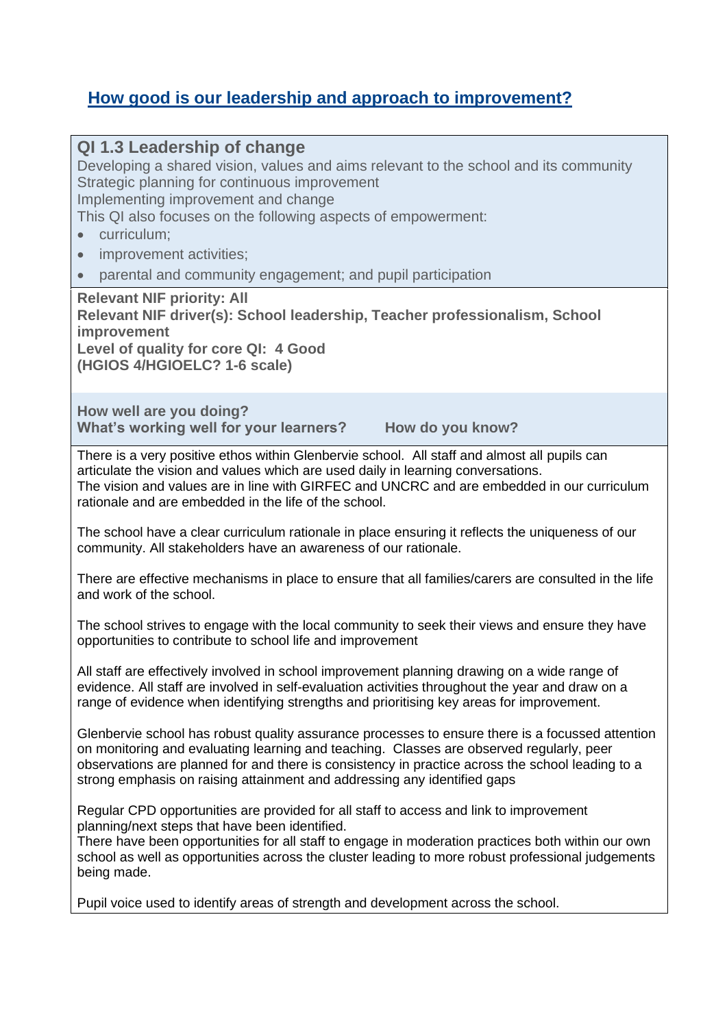## How good is our leadership and approach to improvement?

**QI 1.3 Leadership of change**

Developing a shared vision, values and aims relevant to the school and its community
Strategic planning for continuous improvement
Implementing improvement and change
This QI also focuses on the following aspects of empowerment:

- curriculum;
- improvement activities;
- parental and community engagement; and pupil participation

**Relevant NIF priority: All**
**Relevant NIF driver(s): School leadership, Teacher professionalism, School improvement**
**Level of quality for core QI: 4 Good**
**(HGIOS 4/HGIOELC? 1-6 scale)**

**How well are you doing?**
**What's working well for your learners? How do you know?**

There is a very positive ethos within Glenbervie school. All staff and almost all pupils can articulate the vision and values which are used daily in learning conversations.
The vision and values are in line with GIRFEC and UNCRC and are embedded in our curriculum rationale and are embedded in the life of the school.

The school have a clear curriculum rationale in place ensuring it reflects the uniqueness of our community. All stakeholders have an awareness of our rationale.

There are effective mechanisms in place to ensure that all families/carers are consulted in the life and work of the school.

The school strives to engage with the local community to seek their views and ensure they have opportunities to contribute to school life and improvement

All staff are effectively involved in school improvement planning drawing on a wide range of evidence. All staff are involved in self-evaluation activities throughout the year and draw on a range of evidence when identifying strengths and prioritising key areas for improvement.

Glenbervie school has robust quality assurance processes to ensure there is a focussed attention on monitoring and evaluating learning and teaching. Classes are observed regularly, peer observations are planned for and there is consistency in practice across the school leading to a strong emphasis on raising attainment and addressing any identified gaps

Regular CPD opportunities are provided for all staff to access and link to improvement planning/next steps that have been identified.
There have been opportunities for all staff to engage in moderation practices both within our own school as well as opportunities across the cluster leading to more robust professional judgements being made.

Pupil voice used to identify areas of strength and development across the school.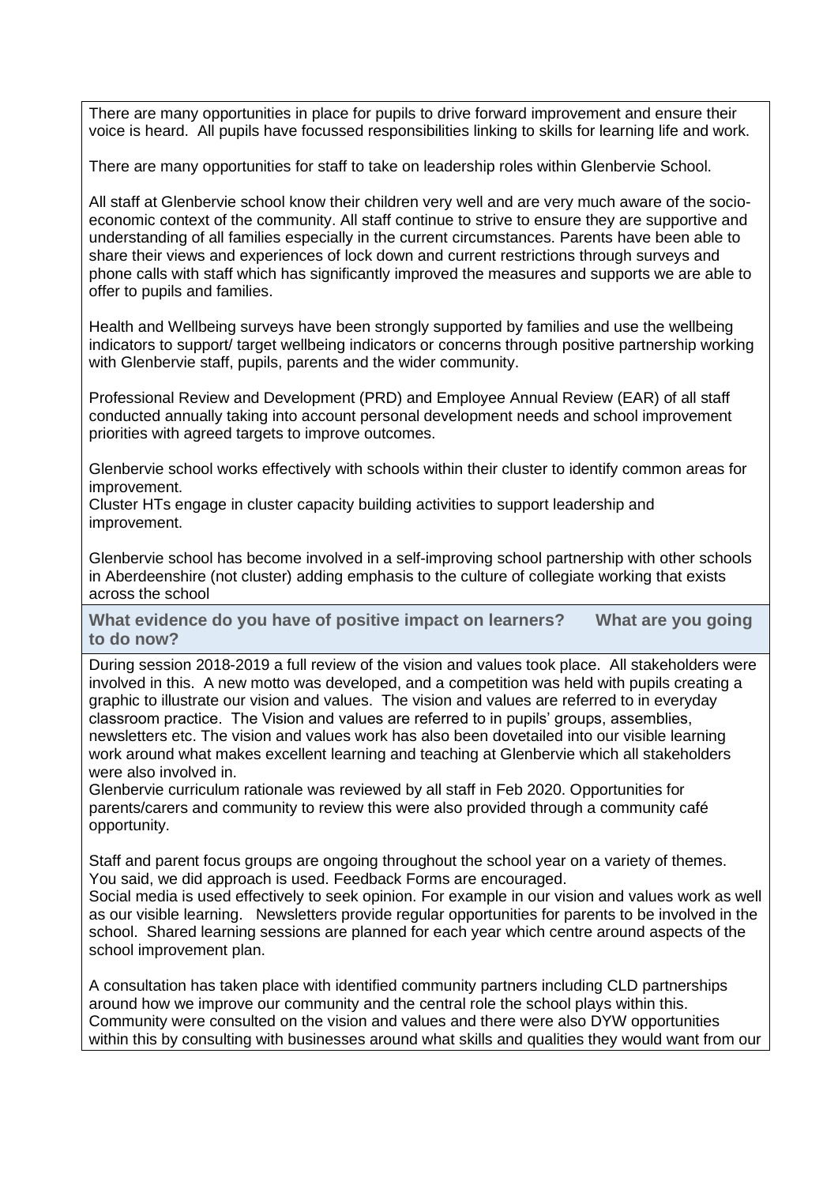There are many opportunities in place for pupils to drive forward improvement and ensure their voice is heard. All pupils have focussed responsibilities linking to skills for learning life and work.

There are many opportunities for staff to take on leadership roles within Glenbervie School.

All staff at Glenbervie school know their children very well and are very much aware of the socio-economic context of the community. All staff continue to strive to ensure they are supportive and understanding of all families especially in the current circumstances. Parents have been able to share their views and experiences of lock down and current restrictions through surveys and phone calls with staff which has significantly improved the measures and supports we are able to offer to pupils and families.

Health and Wellbeing surveys have been strongly supported by families and use the wellbeing indicators to support/ target wellbeing indicators or concerns through positive partnership working with Glenbervie staff, pupils, parents and the wider community.

Professional Review and Development (PRD) and Employee Annual Review (EAR) of all staff conducted annually taking into account personal development needs and school improvement priorities with agreed targets to improve outcomes.

Glenbervie school works effectively with schools within their cluster to identify common areas for improvement.
Cluster HTs engage in cluster capacity building activities to support leadership and improvement.

Glenbervie school has become involved in a self-improving school partnership with other schools in Aberdeenshire (not cluster) adding emphasis to the culture of collegiate working that exists across the school

**What evidence do you have of positive impact on learners? What are you going to do now?**

During session 2018-2019 a full review of the vision and values took place. All stakeholders were involved in this. A new motto was developed, and a competition was held with pupils creating a graphic to illustrate our vision and values. The vision and values are referred to in everyday classroom practice. The Vision and values are referred to in pupils' groups, assemblies, newsletters etc. The vision and values work has also been dovetailed into our visible learning work around what makes excellent learning and teaching at Glenbervie which all stakeholders were also involved in.
Glenbervie curriculum rationale was reviewed by all staff in Feb 2020. Opportunities for parents/carers and community to review this were also provided through a community café opportunity.

Staff and parent focus groups are ongoing throughout the school year on a variety of themes. You said, we did approach is used. Feedback Forms are encouraged.
Social media is used effectively to seek opinion. For example in our vision and values work as well as our visible learning. Newsletters provide regular opportunities for parents to be involved in the school. Shared learning sessions are planned for each year which centre around aspects of the school improvement plan.

A consultation has taken place with identified community partners including CLD partnerships around how we improve our community and the central role the school plays within this. Community were consulted on the vision and values and there were also DYW opportunities within this by consulting with businesses around what skills and qualities they would want from our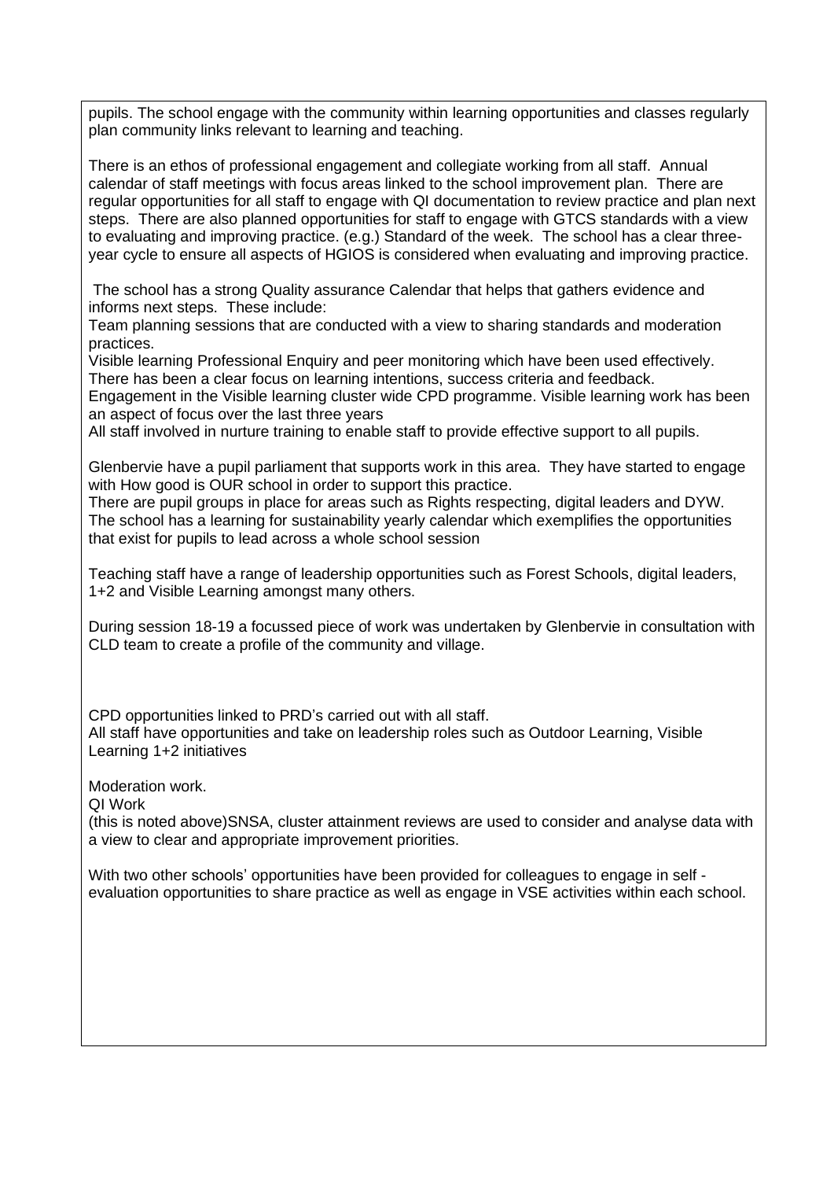pupils. The school engage with the community within learning opportunities and classes regularly plan community links relevant to learning and teaching.

There is an ethos of professional engagement and collegiate working from all staff. Annual calendar of staff meetings with focus areas linked to the school improvement plan. There are regular opportunities for all staff to engage with QI documentation to review practice and plan next steps. There are also planned opportunities for staff to engage with GTCS standards with a view to evaluating and improving practice. (e.g.) Standard of the week. The school has a clear three-year cycle to ensure all aspects of HGIOS is considered when evaluating and improving practice.

The school has a strong Quality assurance Calendar that helps that gathers evidence and informs next steps. These include:

Team planning sessions that are conducted with a view to sharing standards and moderation practices.

Visible learning Professional Enquiry and peer monitoring which have been used effectively. There has been a clear focus on learning intentions, success criteria and feedback.

Engagement in the Visible learning cluster wide CPD programme. Visible learning work has been an aspect of focus over the last three years

All staff involved in nurture training to enable staff to provide effective support to all pupils.

Glenbervie have a pupil parliament that supports work in this area. They have started to engage with How good is OUR school in order to support this practice.

There are pupil groups in place for areas such as Rights respecting, digital leaders and DYW. The school has a learning for sustainability yearly calendar which exemplifies the opportunities that exist for pupils to lead across a whole school session

Teaching staff have a range of leadership opportunities such as Forest Schools, digital leaders, 1+2 and Visible Learning amongst many others.

During session 18-19 a focussed piece of work was undertaken by Glenbervie in consultation with CLD team to create a profile of the community and village.

CPD opportunities linked to PRD's carried out with all staff.

All staff have opportunities and take on leadership roles such as Outdoor Learning, Visible Learning 1+2 initiatives

Moderation work.

QI Work

(this is noted above)SNSA, cluster attainment reviews are used to consider and analyse data with a view to clear and appropriate improvement priorities.

With two other schools' opportunities have been provided for colleagues to engage in self - evaluation opportunities to share practice as well as engage in VSE activities within each school.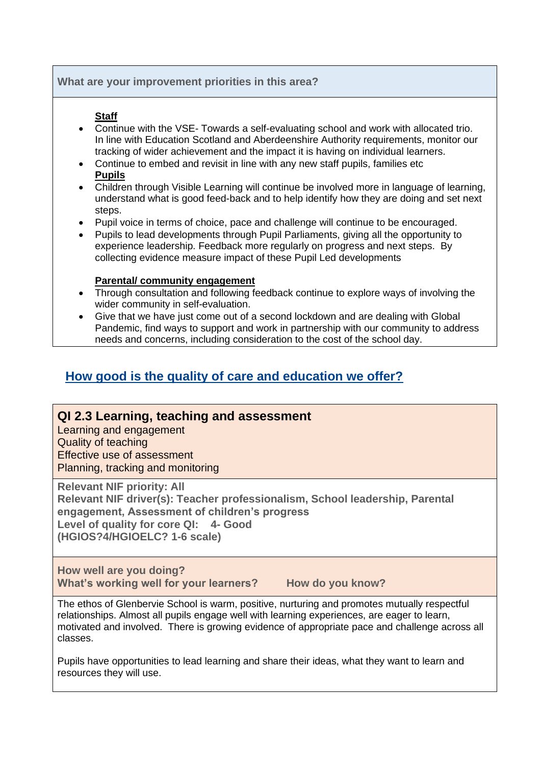**What are your improvement priorities in this area?**

**Staff**

- Continue with the VSE- Towards a self-evaluating school and work with allocated trio. In line with Education Scotland and Aberdeenshire Authority requirements, monitor our tracking of wider achievement and the impact it is having on individual learners.
- Continue to embed and revisit in line with any new staff pupils, families etc

**Pupils**

- Children through Visible Learning will continue be involved more in language of learning, understand what is good feed-back and to help identify how they are doing and set next steps.
- Pupil voice in terms of choice, pace and challenge will continue to be encouraged.
- Pupils to lead developments through Pupil Parliaments, giving all the opportunity to experience leadership. Feedback more regularly on progress and next steps. By collecting evidence measure impact of these Pupil Led developments

**Parental/ community engagement**

- Through consultation and following feedback continue to explore ways of involving the wider community in self-evaluation.
- Give that we have just come out of a second lockdown and are dealing with Global Pandemic, find ways to support and work in partnership with our community to address needs and concerns, including consideration to the cost of the school day.

## How good is the quality of care and education we offer?

### QI 2.3 Learning, teaching and assessment

Learning and engagement
Quality of teaching
Effective use of assessment
Planning, tracking and monitoring

**Relevant NIF priority: All**
**Relevant NIF driver(s): Teacher professionalism, School leadership, Parental engagement, Assessment of children's progress**
**Level of quality for core QI: 4- Good**
**(HGIOS?4/HGIOELC? 1-6 scale)**

**How well are you doing?**
**What's working well for your learners? How do you know?**

The ethos of Glenbervie School is warm, positive, nurturing and promotes mutually respectful relationships. Almost all pupils engage well with learning experiences, are eager to learn, motivated and involved. There is growing evidence of appropriate pace and challenge across all classes.

Pupils have opportunities to lead learning and share their ideas, what they want to learn and resources they will use.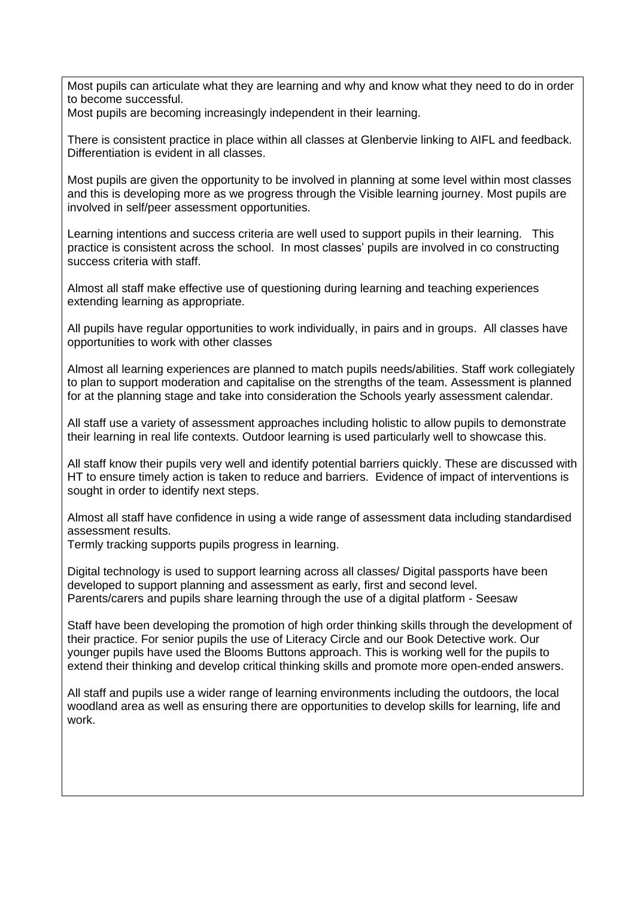Most pupils can articulate what they are learning and why and know what they need to do in order to become successful.
Most pupils are becoming increasingly independent in their learning.

There is consistent practice in place within all classes at Glenbervie linking to AIFL and feedback. Differentiation is evident in all classes.

Most pupils are given the opportunity to be involved in planning at some level within most classes and this is developing more as we progress through the Visible learning journey. Most pupils are involved in self/peer assessment opportunities.

Learning intentions and success criteria are well used to support pupils in their learning. This practice is consistent across the school. In most classes' pupils are involved in co constructing success criteria with staff.

Almost all staff make effective use of questioning during learning and teaching experiences extending learning as appropriate.

All pupils have regular opportunities to work individually, in pairs and in groups. All classes have opportunities to work with other classes

Almost all learning experiences are planned to match pupils needs/abilities. Staff work collegiately to plan to support moderation and capitalise on the strengths of the team. Assessment is planned for at the planning stage and take into consideration the Schools yearly assessment calendar.

All staff use a variety of assessment approaches including holistic to allow pupils to demonstrate their learning in real life contexts. Outdoor learning is used particularly well to showcase this.

All staff know their pupils very well and identify potential barriers quickly. These are discussed with HT to ensure timely action is taken to reduce and barriers. Evidence of impact of interventions is sought in order to identify next steps.

Almost all staff have confidence in using a wide range of assessment data including standardised assessment results.
Termly tracking supports pupils progress in learning.

Digital technology is used to support learning across all classes/ Digital passports have been developed to support planning and assessment as early, first and second level.
Parents/carers and pupils share learning through the use of a digital platform - Seesaw

Staff have been developing the promotion of high order thinking skills through the development of their practice. For senior pupils the use of Literacy Circle and our Book Detective work. Our younger pupils have used the Blooms Buttons approach. This is working well for the pupils to extend their thinking and develop critical thinking skills and promote more open-ended answers.

All staff and pupils use a wider range of learning environments including the outdoors, the local woodland area as well as ensuring there are opportunities to develop skills for learning, life and work.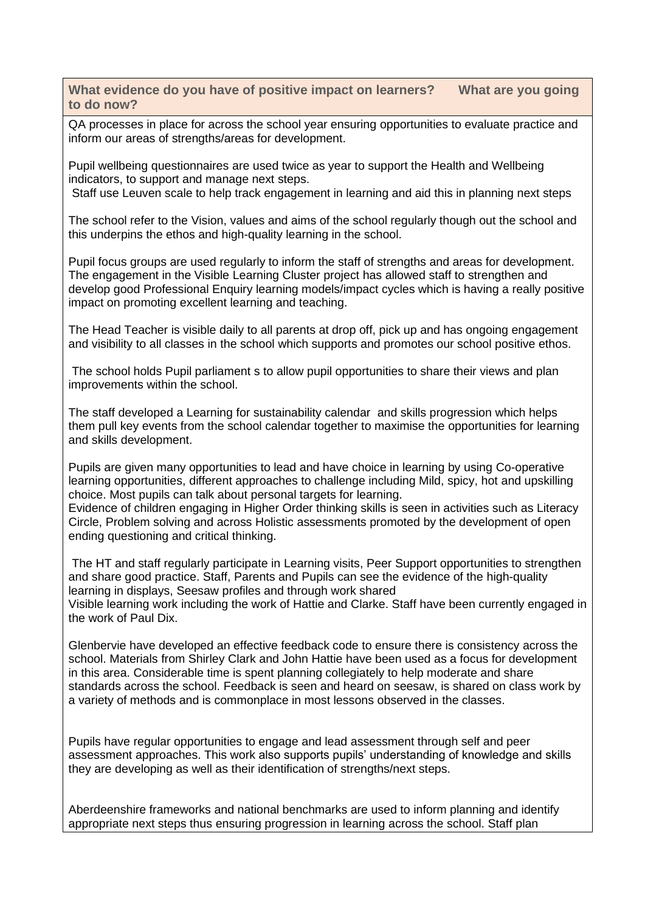| **What evidence do you have of positive impact on learners? What are you going to do now?** |
|---|
| QA processes in place for across the school year ensuring opportunities to evaluate practice and inform our areas of strengths/areas for development.<br><br>Pupil wellbeing questionnaires are used twice as year to support the Health and Wellbeing indicators, to support and manage next steps.<br>Staff use Leuven scale to help track engagement in learning and aid this in planning next steps<br><br>The school refer to the Vision, values and aims of the school regularly though out the school and this underpins the ethos and high-quality learning in the school.<br><br>Pupil focus groups are used regularly to inform the staff of strengths and areas for development. The engagement in the Visible Learning Cluster project has allowed staff to strengthen and develop good Professional Enquiry learning models/impact cycles which is having a really positive impact on promoting excellent learning and teaching.<br><br>The Head Teacher is visible daily to all parents at drop off, pick up and has ongoing engagement and visibility to all classes in the school which supports and promotes our school positive ethos.<br><br>The school holds Pupil parliament s to allow pupil opportunities to share their views and plan improvements within the school.<br><br>The staff developed a Learning for sustainability calendar and skills progression which helps them pull key events from the school calendar together to maximise the opportunities for learning and skills development.<br><br>Pupils are given many opportunities to lead and have choice in learning by using Co-operative learning opportunities, different approaches to challenge including Mild, spicy, hot and upskilling choice. Most pupils can talk about personal targets for learning.<br>Evidence of children engaging in Higher Order thinking skills is seen in activities such as Literacy Circle, Problem solving and across Holistic assessments promoted by the development of open ending questioning and critical thinking.<br><br>The HT and staff regularly participate in Learning visits, Peer Support opportunities to strengthen and share good practice. Staff, Parents and Pupils can see the evidence of the high-quality learning in displays, Seesaw profiles and through work shared<br>Visible learning work including the work of Hattie and Clarke. Staff have been currently engaged in the work of Paul Dix.<br><br>Glenbervie have developed an effective feedback code to ensure there is consistency across the school. Materials from Shirley Clark and John Hattie have been used as a focus for development in this area. Considerable time is spent planning collegiately to help moderate and share standards across the school. Feedback is seen and heard on seesaw, is shared on class work by a variety of methods and is commonplace in most lessons observed in the classes.<br><br>Pupils have regular opportunities to engage and lead assessment through self and peer assessment approaches. This work also supports pupils' understanding of knowledge and skills they are developing as well as their identification of strengths/next steps.<br><br>Aberdeenshire frameworks and national benchmarks are used to inform planning and identify appropriate next steps thus ensuring progression in learning across the school. Staff plan |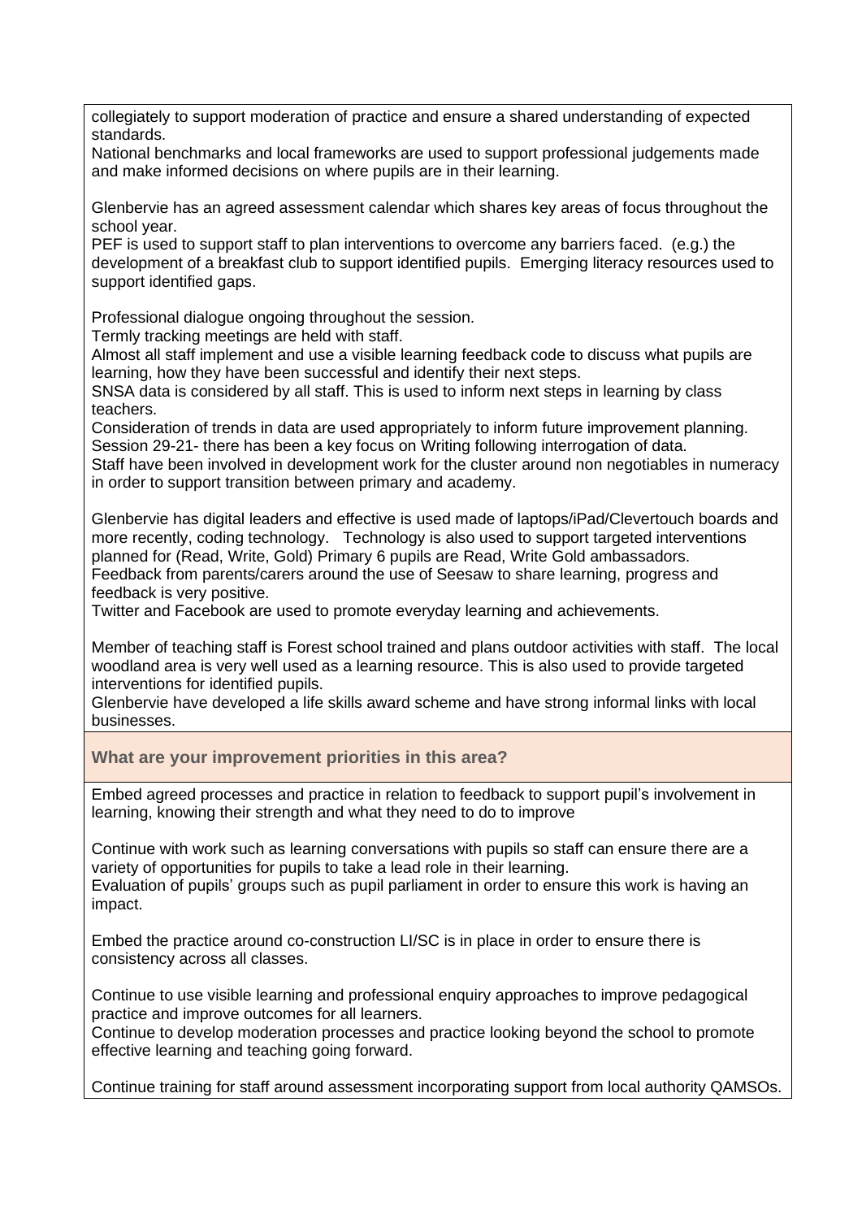collegiately to support moderation of practice and ensure a shared understanding of expected standards.
National benchmarks and local frameworks are used to support professional judgements made and make informed decisions on where pupils are in their learning.

Glenbervie has an agreed assessment calendar which shares key areas of focus throughout the school year.
PEF is used to support staff to plan interventions to overcome any barriers faced. (e.g.) the development of a breakfast club to support identified pupils. Emerging literacy resources used to support identified gaps.

Professional dialogue ongoing throughout the session.
Termly tracking meetings are held with staff.
Almost all staff implement and use a visible learning feedback code to discuss what pupils are learning, how they have been successful and identify their next steps.
SNSA data is considered by all staff. This is used to inform next steps in learning by class teachers.
Consideration of trends in data are used appropriately to inform future improvement planning.
Session 29-21- there has been a key focus on Writing following interrogation of data.
Staff have been involved in development work for the cluster around non negotiables in numeracy in order to support transition between primary and academy.

Glenbervie has digital leaders and effective is used made of laptops/iPad/Clevertouch boards and more recently, coding technology. Technology is also used to support targeted interventions planned for (Read, Write, Gold) Primary 6 pupils are Read, Write Gold ambassadors.
Feedback from parents/carers around the use of Seesaw to share learning, progress and feedback is very positive.
Twitter and Facebook are used to promote everyday learning and achievements.

Member of teaching staff is Forest school trained and plans outdoor activities with staff. The local woodland area is very well used as a learning resource. This is also used to provide targeted interventions for identified pupils.
Glenbervie have developed a life skills award scheme and have strong informal links with local businesses.

**What are your improvement priorities in this area?**

Embed agreed processes and practice in relation to feedback to support pupil's involvement in learning, knowing their strength and what they need to do to improve

Continue with work such as learning conversations with pupils so staff can ensure there are a variety of opportunities for pupils to take a lead role in their learning.
Evaluation of pupils' groups such as pupil parliament in order to ensure this work is having an impact.

Embed the practice around co-construction LI/SC is in place in order to ensure there is consistency across all classes.

Continue to use visible learning and professional enquiry approaches to improve pedagogical practice and improve outcomes for all learners.
Continue to develop moderation processes and practice looking beyond the school to promote effective learning and teaching going forward.

Continue training for staff around assessment incorporating support from local authority QAMSOs.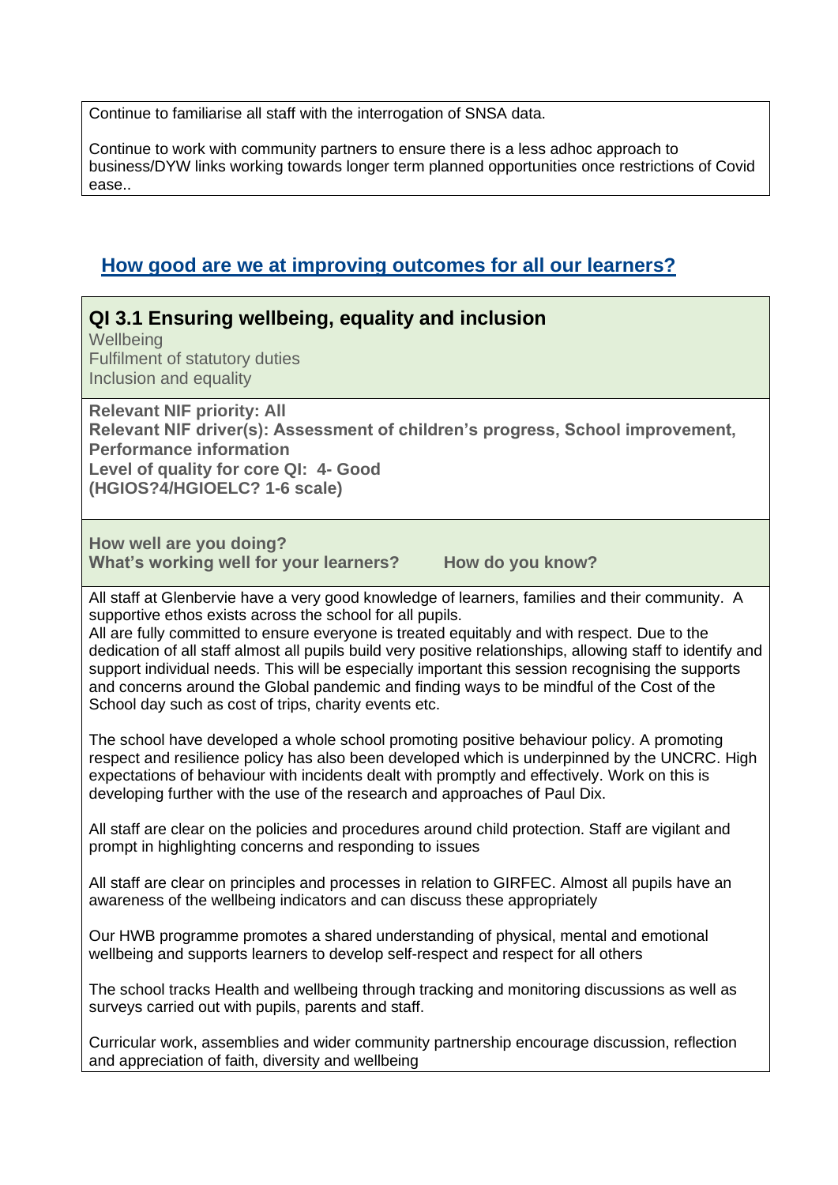Continue to familiarise all staff with the interrogation of SNSA data.

Continue to work with community partners to ensure there is a less adhoc approach to business/DYW links working towards longer term planned opportunities once restrictions of Covid ease..

## How good are we at improving outcomes for all our learners?

### QI 3.1 Ensuring wellbeing, equality and inclusion

Wellbeing
Fulfilment of statutory duties
Inclusion and equality

**Relevant NIF priority: All**
**Relevant NIF driver(s): Assessment of children's progress, School improvement, Performance information**
**Level of quality for core QI: 4- Good**
**(HGIOS?4/HGIOELC? 1-6 scale)**

**How well are you doing?**
**What's working well for your learners?** **How do you know?**

All staff at Glenbervie have a very good knowledge of learners, families and their community. A supportive ethos exists across the school for all pupils.
All are fully committed to ensure everyone is treated equitably and with respect. Due to the dedication of all staff almost all pupils build very positive relationships, allowing staff to identify and support individual needs. This will be especially important this session recognising the supports and concerns around the Global pandemic and finding ways to be mindful of the Cost of the School day such as cost of trips, charity events etc.

The school have developed a whole school promoting positive behaviour policy. A promoting respect and resilience policy has also been developed which is underpinned by the UNCRC. High expectations of behaviour with incidents dealt with promptly and effectively. Work on this is developing further with the use of the research and approaches of Paul Dix.

All staff are clear on the policies and procedures around child protection. Staff are vigilant and prompt in highlighting concerns and responding to issues

All staff are clear on principles and processes in relation to GIRFEC. Almost all pupils have an awareness of the wellbeing indicators and can discuss these appropriately

Our HWB programme promotes a shared understanding of physical, mental and emotional wellbeing and supports learners to develop self-respect and respect for all others

The school tracks Health and wellbeing through tracking and monitoring discussions as well as surveys carried out with pupils, parents and staff.

Curricular work, assemblies and wider community partnership encourage discussion, reflection and appreciation of faith, diversity and wellbeing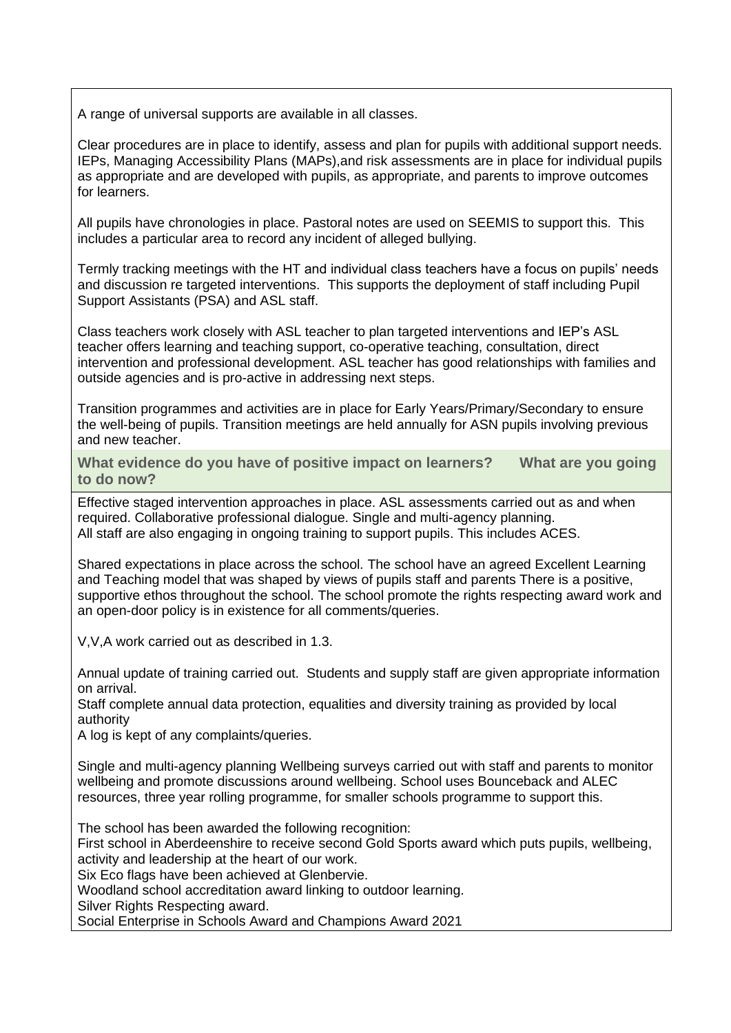A range of universal supports are available in all classes.

Clear procedures are in place to identify, assess and plan for pupils with additional support needs. IEPs, Managing Accessibility Plans (MAPs),and risk assessments are in place for individual pupils as appropriate and are developed with pupils, as appropriate, and parents to improve outcomes for learners.

All pupils have chronologies in place. Pastoral notes are used on SEEMIS to support this. This includes a particular area to record any incident of alleged bullying.

Termly tracking meetings with the HT and individual class teachers have a focus on pupils' needs and discussion re targeted interventions. This supports the deployment of staff including Pupil Support Assistants (PSA) and ASL staff.

Class teachers work closely with ASL teacher to plan targeted interventions and IEP's ASL teacher offers learning and teaching support, co-operative teaching, consultation, direct intervention and professional development. ASL teacher has good relationships with families and outside agencies and is pro-active in addressing next steps.

Transition programmes and activities are in place for Early Years/Primary/Secondary to ensure the well-being of pupils. Transition meetings are held annually for ASN pupils involving previous and new teacher.

**What evidence do you have of positive impact on learners? What are you going to do now?**

Effective staged intervention approaches in place. ASL assessments carried out as and when required. Collaborative professional dialogue. Single and multi-agency planning.
All staff are also engaging in ongoing training to support pupils. This includes ACES.

Shared expectations in place across the school. The school have an agreed Excellent Learning and Teaching model that was shaped by views of pupils staff and parents There is a positive, supportive ethos throughout the school. The school promote the rights respecting award work and an open-door policy is in existence for all comments/queries.

V,V,A work carried out as described in 1.3.

Annual update of training carried out. Students and supply staff are given appropriate information on arrival.
Staff complete annual data protection, equalities and diversity training as provided by local authority
A log is kept of any complaints/queries.

Single and multi-agency planning Wellbeing surveys carried out with staff and parents to monitor wellbeing and promote discussions around wellbeing. School uses Bounceback and ALEC resources, three year rolling programme, for smaller schools programme to support this.

The school has been awarded the following recognition:
First school in Aberdeenshire to receive second Gold Sports award which puts pupils, wellbeing, activity and leadership at the heart of our work.
Six Eco flags have been achieved at Glenbervie.
Woodland school accreditation award linking to outdoor learning.
Silver Rights Respecting award.
Social Enterprise in Schools Award and Champions Award 2021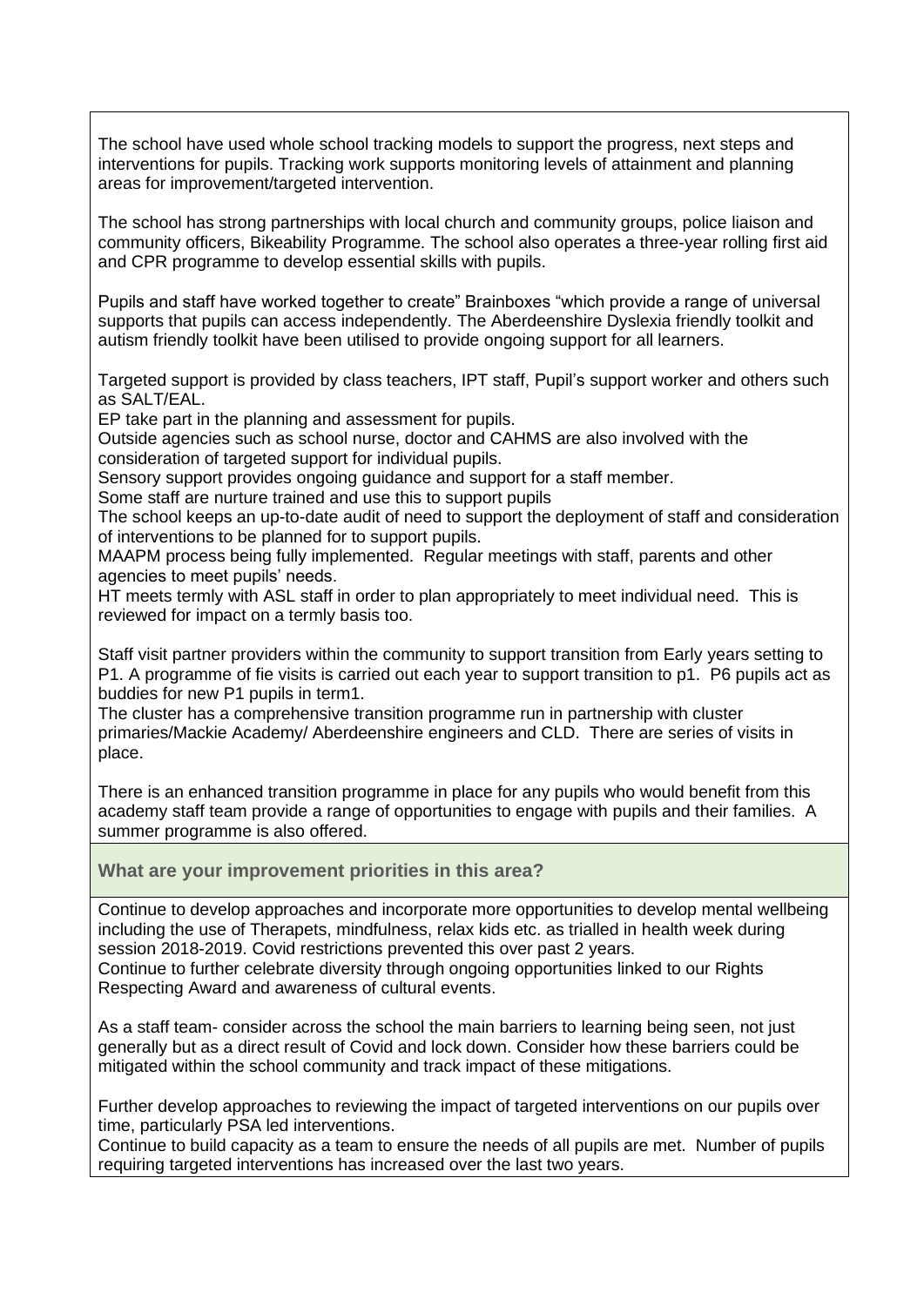The school have used whole school tracking models to support the progress, next steps and interventions for pupils. Tracking work supports monitoring levels of attainment and planning areas for improvement/targeted intervention.

The school has strong partnerships with local church and community groups, police liaison and community officers, Bikeability Programme. The school also operates a three-year rolling first aid and CPR programme to develop essential skills with pupils.

Pupils and staff have worked together to create" Brainboxes "which provide a range of universal supports that pupils can access independently. The Aberdeenshire Dyslexia friendly toolkit and autism friendly toolkit have been utilised to provide ongoing support for all learners.

Targeted support is provided by class teachers, IPT staff, Pupil's support worker and others such as SALT/EAL.
EP take part in the planning and assessment for pupils.
Outside agencies such as school nurse, doctor and CAHMS are also involved with the consideration of targeted support for individual pupils.
Sensory support provides ongoing guidance and support for a staff member.
Some staff are nurture trained and use this to support pupils
The school keeps an up-to-date audit of need to support the deployment of staff and consideration of interventions to be planned for to support pupils.
MAAPM process being fully implemented. Regular meetings with staff, parents and other agencies to meet pupils' needs.
HT meets termly with ASL staff in order to plan appropriately to meet individual need. This is reviewed for impact on a termly basis too.

Staff visit partner providers within the community to support transition from Early years setting to P1. A programme of fie visits is carried out each year to support transition to p1. P6 pupils act as buddies for new P1 pupils in term1.
The cluster has a comprehensive transition programme run in partnership with cluster primaries/Mackie Academy/ Aberdeenshire engineers and CLD. There are series of visits in place.

There is an enhanced transition programme in place for any pupils who would benefit from this academy staff team provide a range of opportunities to engage with pupils and their families. A summer programme is also offered.

**What are your improvement priorities in this area?**

Continue to develop approaches and incorporate more opportunities to develop mental wellbeing including the use of Therapets, mindfulness, relax kids etc. as trialled in health week during session 2018-2019. Covid restrictions prevented this over past 2 years.
Continue to further celebrate diversity through ongoing opportunities linked to our Rights Respecting Award and awareness of cultural events.

As a staff team- consider across the school the main barriers to learning being seen, not just generally but as a direct result of Covid and lock down. Consider how these barriers could be mitigated within the school community and track impact of these mitigations.

Further develop approaches to reviewing the impact of targeted interventions on our pupils over time, particularly PSA led interventions.
Continue to build capacity as a team to ensure the needs of all pupils are met. Number of pupils requiring targeted interventions has increased over the last two years.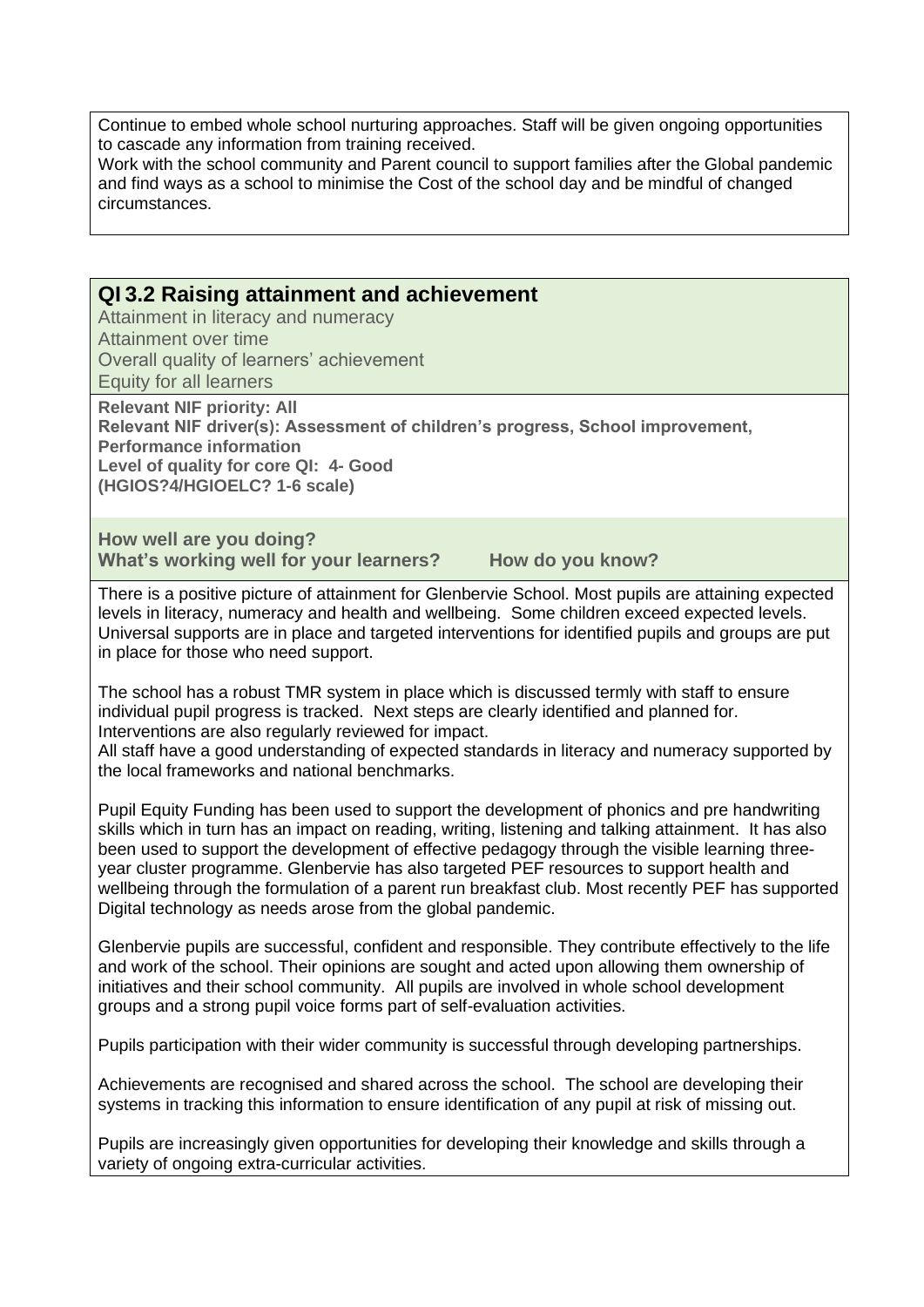Continue to embed whole school nurturing approaches. Staff will be given ongoing opportunities to cascade any information from training received.
Work with the school community and Parent council to support families after the Global pandemic and find ways as a school to minimise the Cost of the school day and be mindful of changed circumstances.

## QI 3.2 Raising attainment and achievement

Attainment in literacy and numeracy
Attainment over time
Overall quality of learners' achievement
Equity for all learners

**Relevant NIF priority: All**
**Relevant NIF driver(s): Assessment of children's progress, School improvement, Performance information**
**Level of quality for core QI: 4- Good**
**(HGIOS?4/HGIOELC? 1-6 scale)**

**How well are you doing?**
**What's working well for your learners? How do you know?**

There is a positive picture of attainment for Glenbervie School. Most pupils are attaining expected levels in literacy, numeracy and health and wellbeing. Some children exceed expected levels. Universal supports are in place and targeted interventions for identified pupils and groups are put in place for those who need support.

The school has a robust TMR system in place which is discussed termly with staff to ensure individual pupil progress is tracked. Next steps are clearly identified and planned for. Interventions are also regularly reviewed for impact.
All staff have a good understanding of expected standards in literacy and numeracy supported by the local frameworks and national benchmarks.

Pupil Equity Funding has been used to support the development of phonics and pre handwriting skills which in turn has an impact on reading, writing, listening and talking attainment. It has also been used to support the development of effective pedagogy through the visible learning three-year cluster programme. Glenbervie has also targeted PEF resources to support health and wellbeing through the formulation of a parent run breakfast club. Most recently PEF has supported Digital technology as needs arose from the global pandemic.

Glenbervie pupils are successful, confident and responsible. They contribute effectively to the life and work of the school. Their opinions are sought and acted upon allowing them ownership of initiatives and their school community. All pupils are involved in whole school development groups and a strong pupil voice forms part of self-evaluation activities.

Pupils participation with their wider community is successful through developing partnerships.

Achievements are recognised and shared across the school. The school are developing their systems in tracking this information to ensure identification of any pupil at risk of missing out.

Pupils are increasingly given opportunities for developing their knowledge and skills through a variety of ongoing extra-curricular activities.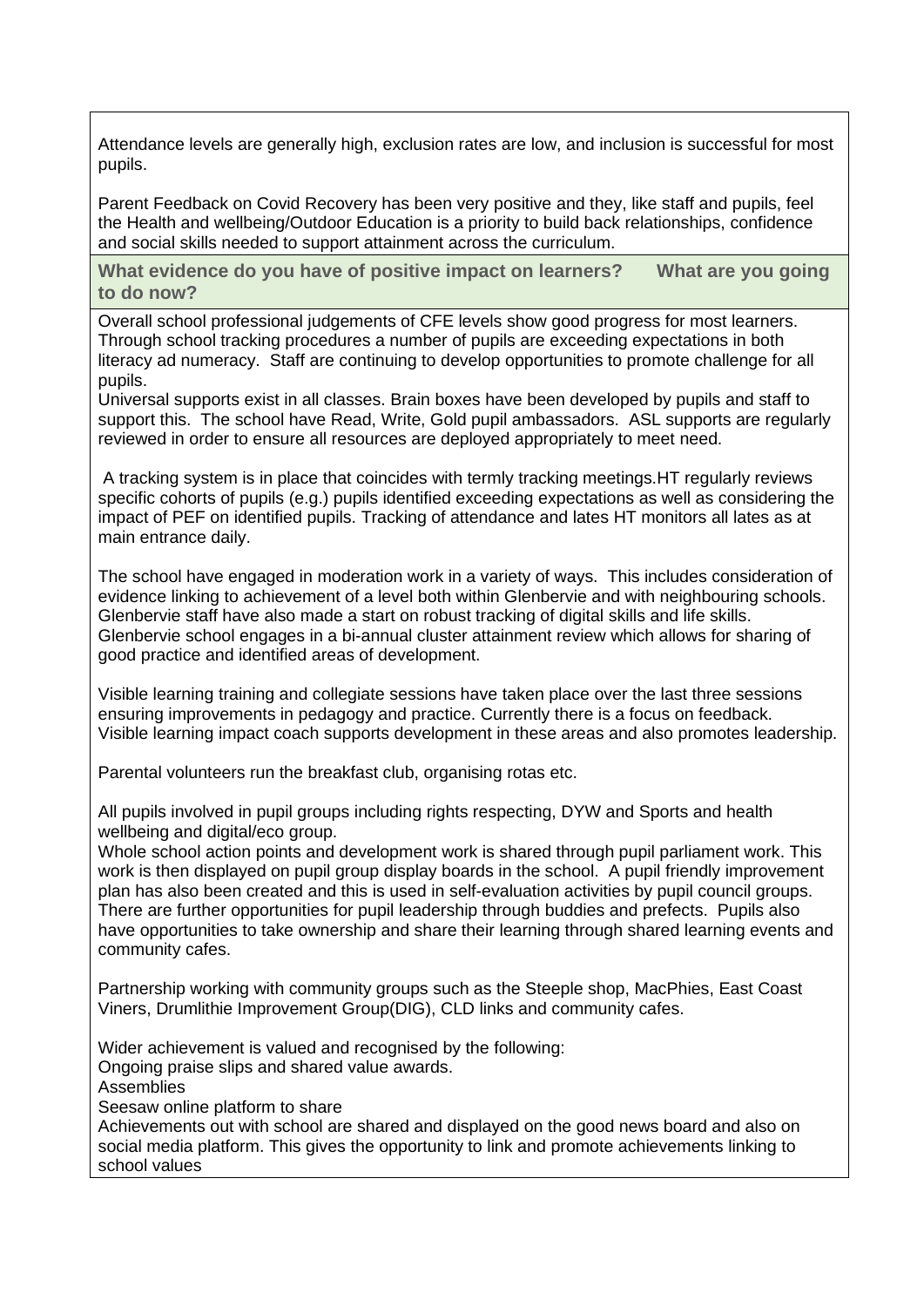Attendance levels are generally high, exclusion rates are low, and inclusion is successful for most pupils.

Parent Feedback on Covid Recovery has been very positive and they, like staff and pupils, feel the Health and wellbeing/Outdoor Education is a priority to build back relationships, confidence and social skills needed to support attainment across the curriculum.

**What evidence do you have of positive impact on learners? What are you going to do now?**

Overall school professional judgements of CFE levels show good progress for most learners. Through school tracking procedures a number of pupils are exceeding expectations in both literacy ad numeracy. Staff are continuing to develop opportunities to promote challenge for all pupils.
Universal supports exist in all classes. Brain boxes have been developed by pupils and staff to support this. The school have Read, Write, Gold pupil ambassadors. ASL supports are regularly reviewed in order to ensure all resources are deployed appropriately to meet need.

A tracking system is in place that coincides with termly tracking meetings.HT regularly reviews specific cohorts of pupils (e.g.) pupils identified exceeding expectations as well as considering the impact of PEF on identified pupils. Tracking of attendance and lates HT monitors all lates as at main entrance daily.

The school have engaged in moderation work in a variety of ways. This includes consideration of evidence linking to achievement of a level both within Glenbervie and with neighbouring schools. Glenbervie staff have also made a start on robust tracking of digital skills and life skills. Glenbervie school engages in a bi-annual cluster attainment review which allows for sharing of good practice and identified areas of development.

Visible learning training and collegiate sessions have taken place over the last three sessions ensuring improvements in pedagogy and practice. Currently there is a focus on feedback. Visible learning impact coach supports development in these areas and also promotes leadership.

Parental volunteers run the breakfast club, organising rotas etc.

All pupils involved in pupil groups including rights respecting, DYW and Sports and health wellbeing and digital/eco group.
Whole school action points and development work is shared through pupil parliament work. This work is then displayed on pupil group display boards in the school. A pupil friendly improvement plan has also been created and this is used in self-evaluation activities by pupil council groups. There are further opportunities for pupil leadership through buddies and prefects. Pupils also have opportunities to take ownership and share their learning through shared learning events and community cafes.

Partnership working with community groups such as the Steeple shop, MacPhies, East Coast Viners, Drumlithie Improvement Group(DIG), CLD links and community cafes.

Wider achievement is valued and recognised by the following:
Ongoing praise slips and shared value awards.
Assemblies
Seesaw online platform to share
Achievements out with school are shared and displayed on the good news board and also on social media platform. This gives the opportunity to link and promote achievements linking to school values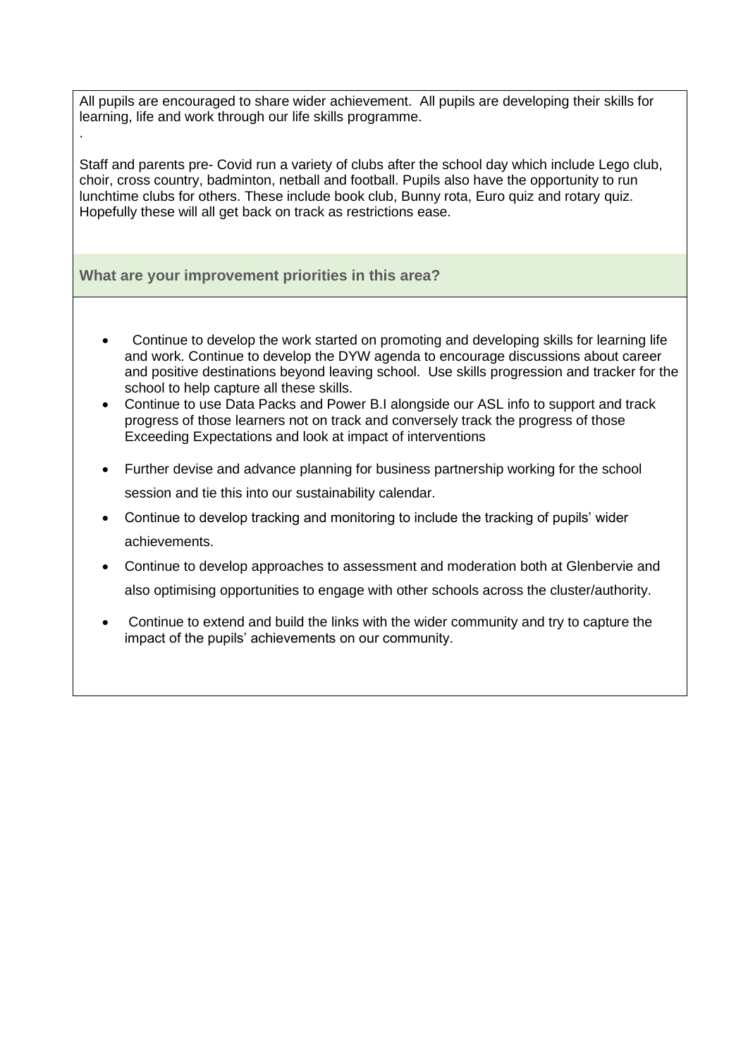All pupils are encouraged to share wider achievement. All pupils are developing their skills for learning, life and work through our life skills programme.

.

Staff and parents pre- Covid run a variety of clubs after the school day which include Lego club, choir, cross country, badminton, netball and football. Pupils also have the opportunity to run lunchtime clubs for others. These include book club, Bunny rota, Euro quiz and rotary quiz. Hopefully these will all get back on track as restrictions ease.

**What are your improvement priorities in this area?**

- Continue to develop the work started on promoting and developing skills for learning life and work. Continue to develop the DYW agenda to encourage discussions about career and positive destinations beyond leaving school. Use skills progression and tracker for the school to help capture all these skills.
- Continue to use Data Packs and Power B.I alongside our ASL info to support and track progress of those learners not on track and conversely track the progress of those Exceeding Expectations and look at impact of interventions
- Further devise and advance planning for business partnership working for the school session and tie this into our sustainability calendar.
- Continue to develop tracking and monitoring to include the tracking of pupils' wider achievements.
- Continue to develop approaches to assessment and moderation both at Glenbervie and also optimising opportunities to engage with other schools across the cluster/authority.
- Continue to extend and build the links with the wider community and try to capture the impact of the pupils' achievements on our community.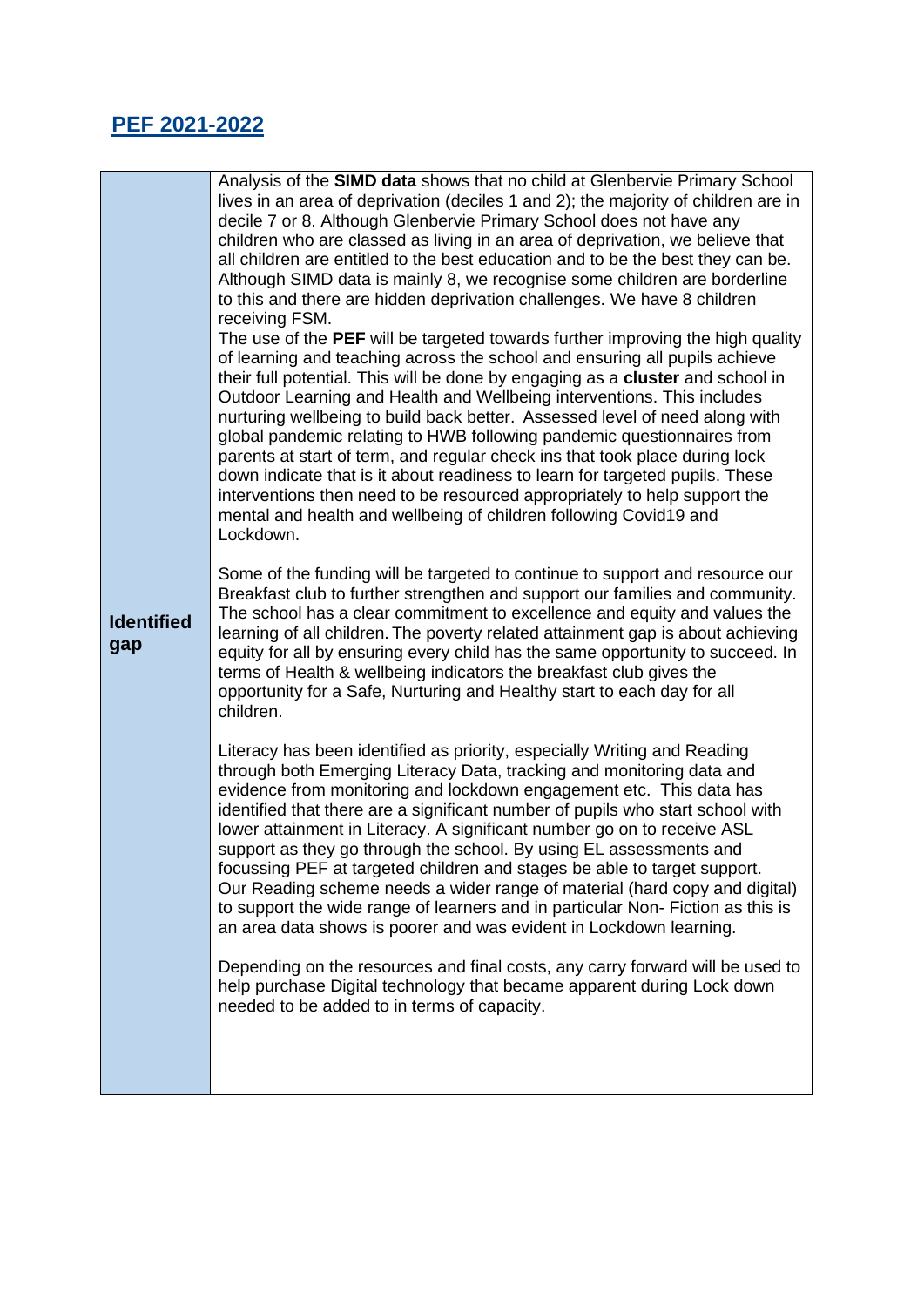## PEF 2021-2022

| **Identified gap** | Analysis of the **SIMD data** shows that no child at Glenbervie Primary School lives in an area of deprivation (deciles 1 and 2); the majority of children are in decile 7 or 8. Although Glenbervie Primary School does not have any children who are classed as living in an area of deprivation, we believe that all children are entitled to the best education and to be the best they can be. Although SIMD data is mainly 8, we recognise some children are borderline to this and there are hidden deprivation challenges. We have 8 children receiving FSM.<br>The use of the **PEF** will be targeted towards further improving the high quality of learning and teaching across the school and ensuring all pupils achieve their full potential. This will be done by engaging as a **cluster** and school in Outdoor Learning and Health and Wellbeing interventions. This includes nurturing wellbeing to build back better. Assessed level of need along with global pandemic relating to HWB following pandemic questionnaires from parents at start of term, and regular check ins that took place during lock down indicate that is it about readiness to learn for targeted pupils. These interventions then need to be resourced appropriately to help support the mental and health and wellbeing of children following Covid19 and Lockdown.<br><br>Some of the funding will be targeted to continue to support and resource our Breakfast club to further strengthen and support our families and community. The school has a clear commitment to excellence and equity and values the learning of all children. The poverty related attainment gap is about achieving equity for all by ensuring every child has the same opportunity to succeed. In terms of Health & wellbeing indicators the breakfast club gives the opportunity for a Safe, Nurturing and Healthy start to each day for all children.<br><br>Literacy has been identified as priority, especially Writing and Reading through both Emerging Literacy Data, tracking and monitoring data and evidence from monitoring and lockdown engagement etc. This data has identified that there are a significant number of pupils who start school with lower attainment in Literacy. A significant number go on to receive ASL support as they go through the school. By using EL assessments and focussing PEF at targeted children and stages be able to target support. Our Reading scheme needs a wider range of material (hard copy and digital) to support the wide range of learners and in particular Non- Fiction as this is an area data shows is poorer and was evident in Lockdown learning.<br><br>Depending on the resources and final costs, any carry forward will be used to help purchase Digital technology that became apparent during Lock down needed to be added to in terms of capacity. |
|---|---|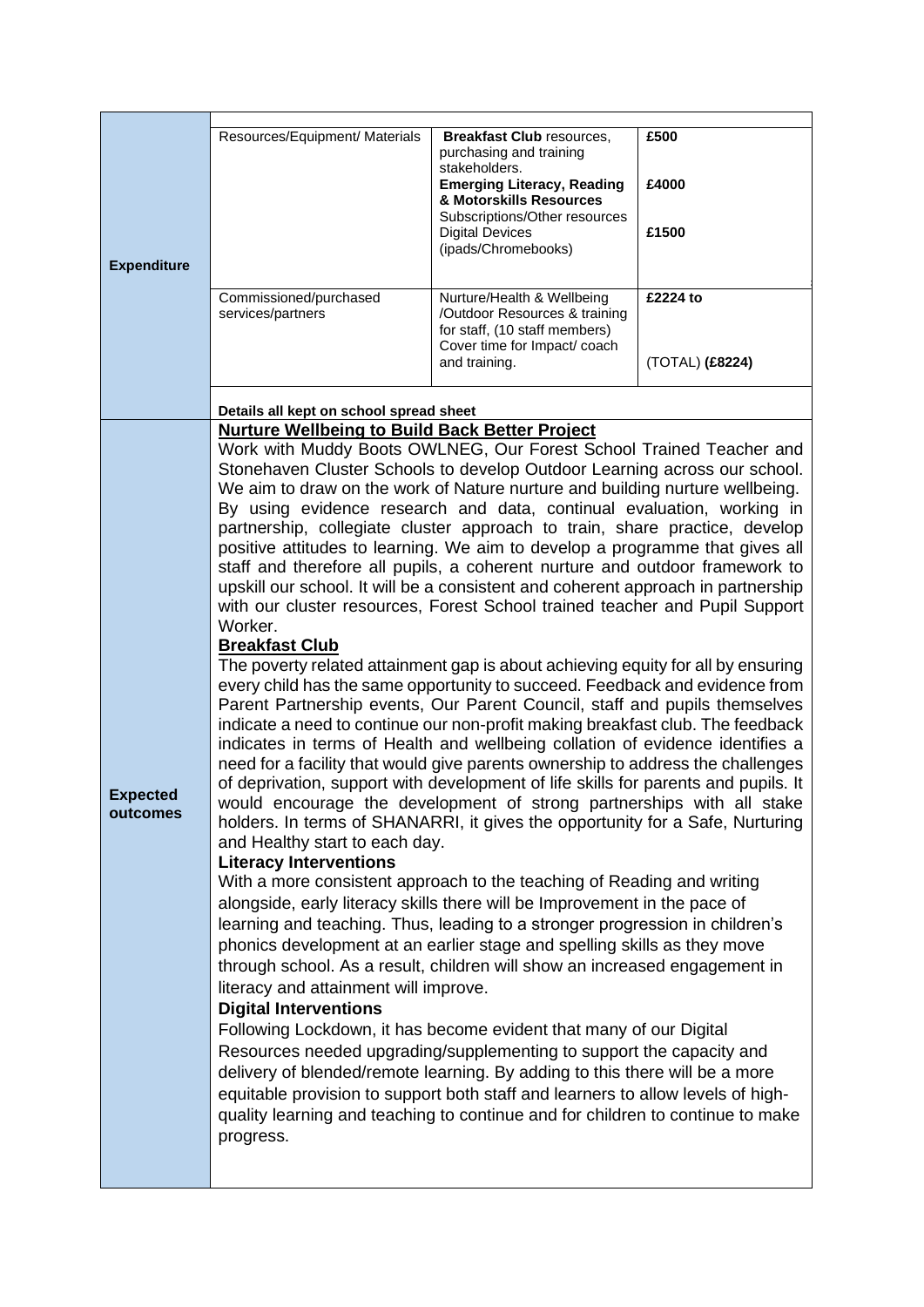| | | | |
|---|---|---|---|
| **Expenditure** | Resources/Equipment/ Materials | **Breakfast Club** resources, purchasing and training stakeholders.<br>**Emerging Literacy, Reading & Motorskills Resources** Subscriptions/Other resources<br>Digital Devices (ipads/Chromebooks) | **£500**<br><br>**£4000**<br><br>**£1500** |
| | Commissioned/purchased services/partners | Nurture/Health & Wellbeing /Outdoor Resources & training for staff, (10 staff members) Cover time for Impact/ coach and training. | **£2224 to**<br><br>(TOTAL) **(£8224)** |
| | **Details all kept on school spread sheet** | | |

**Expected outcomes**

**Nurture Wellbeing to Build Back Better Project**

Work with Muddy Boots OWLNEG, Our Forest School Trained Teacher and Stonehaven Cluster Schools to develop Outdoor Learning across our school. We aim to draw on the work of Nature nurture and building nurture wellbeing. By using evidence research and data, continual evaluation, working in partnership, collegiate cluster approach to train, share practice, develop positive attitudes to learning. We aim to develop a programme that gives all staff and therefore all pupils, a coherent nurture and outdoor framework to upskill our school. It will be a consistent and coherent approach in partnership with our cluster resources, Forest School trained teacher and Pupil Support Worker.

**Breakfast Club**

The poverty related attainment gap is about achieving equity for all by ensuring every child has the same opportunity to succeed. Feedback and evidence from Parent Partnership events, Our Parent Council, staff and pupils themselves indicate a need to continue our non-profit making breakfast club. The feedback indicates in terms of Health and wellbeing collation of evidence identifies a need for a facility that would give parents ownership to address the challenges of deprivation, support with development of life skills for parents and pupils. It would encourage the development of strong partnerships with all stake holders. In terms of SHANARRI, it gives the opportunity for a Safe, Nurturing and Healthy start to each day.

**Literacy Interventions**

With a more consistent approach to the teaching of Reading and writing alongside, early literacy skills there will be Improvement in the pace of learning and teaching. Thus, leading to a stronger progression in children's phonics development at an earlier stage and spelling skills as they move through school. As a result, children will show an increased engagement in literacy and attainment will improve.

**Digital Interventions**

Following Lockdown, it has become evident that many of our Digital Resources needed upgrading/supplementing to support the capacity and delivery of blended/remote learning. By adding to this there will be a more equitable provision to support both staff and learners to allow levels of high-quality learning and teaching to continue and for children to continue to make progress.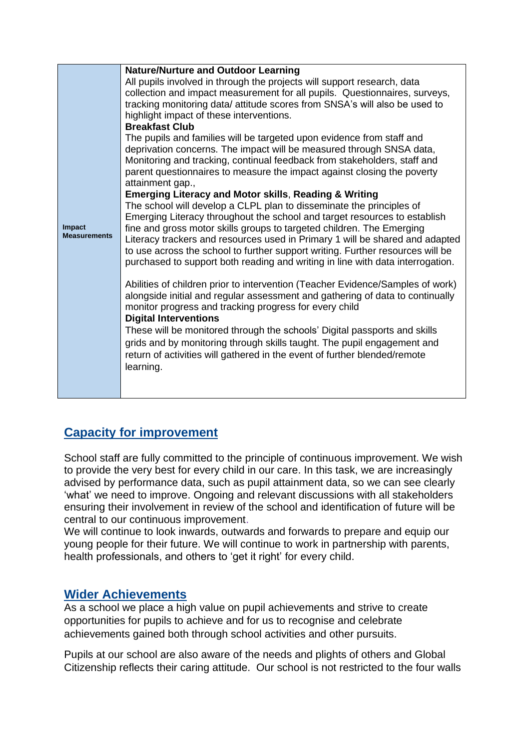| Impact Measurements | **Nature/Nurture and Outdoor Learning**<br>All pupils involved in through the projects will support research, data collection and impact measurement for all pupils. Questionnaires, surveys, tracking monitoring data/ attitude scores from SNSA's will also be used to highlight impact of these interventions.<br>**Breakfast Club**<br>The pupils and families will be targeted upon evidence from staff and deprivation concerns. The impact will be measured through SNSA data, Monitoring and tracking, continual feedback from stakeholders, staff and parent questionnaires to measure the impact against closing the poverty attainment gap.,<br>**Emerging Literacy and Motor skills**, **Reading & Writing**<br>The school will develop a CLPL plan to disseminate the principles of Emerging Literacy throughout the school and target resources to establish fine and gross motor skills groups to targeted children. The Emerging Literacy trackers and resources used in Primary 1 will be shared and adapted to use across the school to further support writing. Further resources will be purchased to support both reading and writing in line with data interrogation.<br><br>Abilities of children prior to intervention (Teacher Evidence/Samples of work) alongside initial and regular assessment and gathering of data to continually monitor progress and tracking progress for every child<br>**Digital Interventions**<br>These will be monitored through the schools' Digital passports and skills grids and by monitoring through skills taught. The pupil engagement and return of activities will gathered in the event of further blended/remote learning. |
|---|---|

## Capacity for improvement

School staff are fully committed to the principle of continuous improvement. We wish to provide the very best for every child in our care. In this task, we are increasingly advised by performance data, such as pupil attainment data, so we can see clearly 'what' we need to improve. Ongoing and relevant discussions with all stakeholders ensuring their involvement in review of the school and identification of future will be central to our continuous improvement.
We will continue to look inwards, outwards and forwards to prepare and equip our young people for their future. We will continue to work in partnership with parents, health professionals, and others to 'get it right' for every child.

## Wider Achievements

As a school we place a high value on pupil achievements and strive to create opportunities for pupils to achieve and for us to recognise and celebrate achievements gained both through school activities and other pursuits.

Pupils at our school are also aware of the needs and plights of others and Global Citizenship reflects their caring attitude. Our school is not restricted to the four walls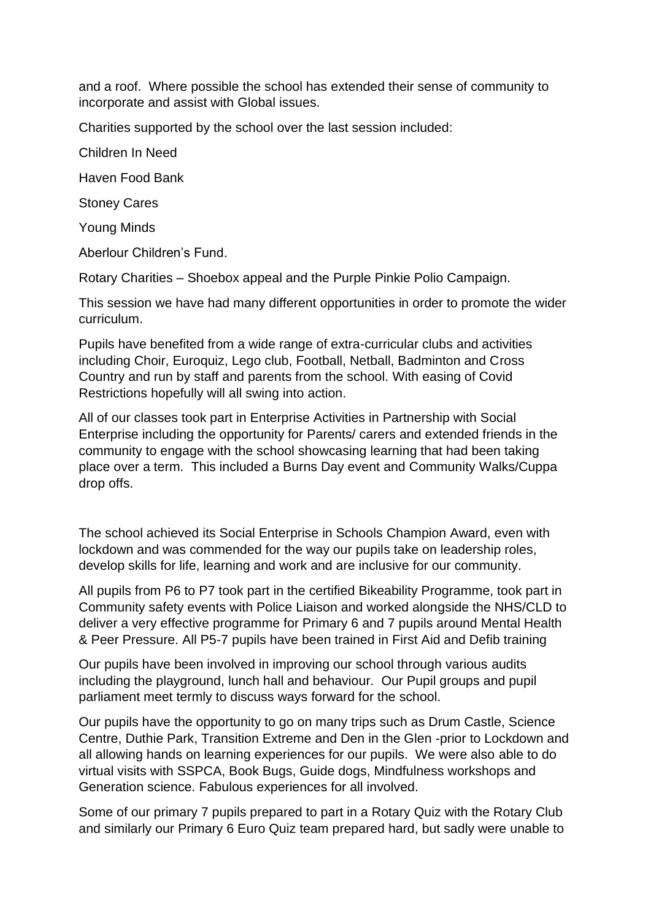and a roof. Where possible the school has extended their sense of community to incorporate and assist with Global issues.

Charities supported by the school over the last session included:

Children In Need

Haven Food Bank

Stoney Cares

Young Minds

Aberlour Children's Fund.

Rotary Charities – Shoebox appeal and the Purple Pinkie Polio Campaign.

This session we have had many different opportunities in order to promote the wider curriculum.

Pupils have benefited from a wide range of extra-curricular clubs and activities including Choir, Euroquiz, Lego club, Football, Netball, Badminton and Cross Country and run by staff and parents from the school. With easing of Covid Restrictions hopefully will all swing into action.

All of our classes took part in Enterprise Activities in Partnership with Social Enterprise including the opportunity for Parents/ carers and extended friends in the community to engage with the school showcasing learning that had been taking place over a term. This included a Burns Day event and Community Walks/Cuppa drop offs.

The school achieved its Social Enterprise in Schools Champion Award, even with lockdown and was commended for the way our pupils take on leadership roles, develop skills for life, learning and work and are inclusive for our community.

All pupils from P6 to P7 took part in the certified Bikeability Programme, took part in Community safety events with Police Liaison and worked alongside the NHS/CLD to deliver a very effective programme for Primary 6 and 7 pupils around Mental Health & Peer Pressure. All P5-7 pupils have been trained in First Aid and Defib training

Our pupils have been involved in improving our school through various audits including the playground, lunch hall and behaviour. Our Pupil groups and pupil parliament meet termly to discuss ways forward for the school.

Our pupils have the opportunity to go on many trips such as Drum Castle, Science Centre, Duthie Park, Transition Extreme and Den in the Glen -prior to Lockdown and all allowing hands on learning experiences for our pupils. We were also able to do virtual visits with SSPCA, Book Bugs, Guide dogs, Mindfulness workshops and Generation science. Fabulous experiences for all involved.

Some of our primary 7 pupils prepared to part in a Rotary Quiz with the Rotary Club and similarly our Primary 6 Euro Quiz team prepared hard, but sadly were unable to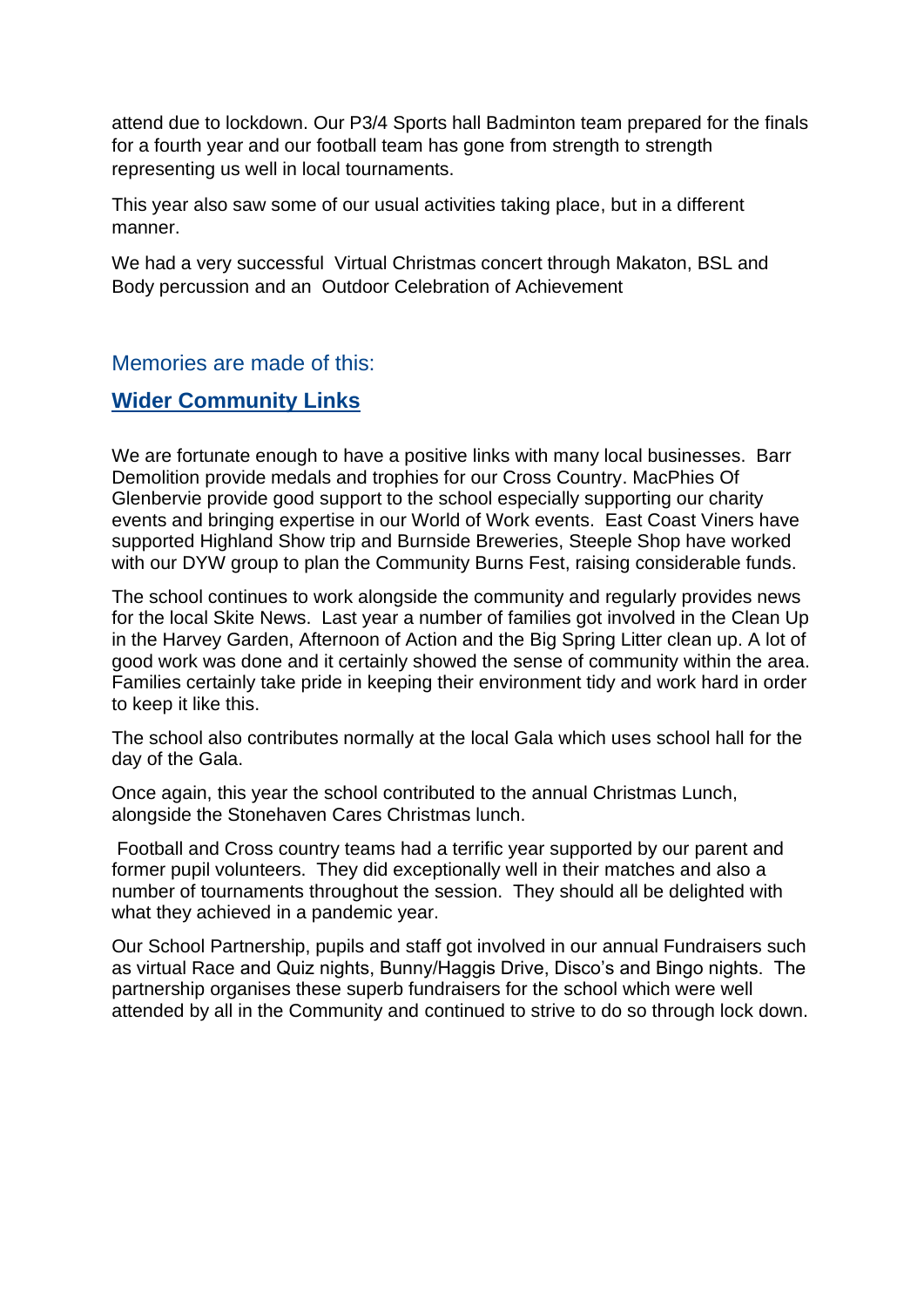attend due to lockdown. Our P3/4 Sports hall Badminton team prepared for the finals for a fourth year and our football team has gone from strength to strength representing us well in local tournaments.

This year also saw some of our usual activities taking place, but in a different manner.

We had a very successful Virtual Christmas concert through Makaton, BSL and Body percussion and an Outdoor Celebration of Achievement

## Memories are made of this:

## **Wider Community Links**

We are fortunate enough to have a positive links with many local businesses. Barr Demolition provide medals and trophies for our Cross Country. MacPhies Of Glenbervie provide good support to the school especially supporting our charity events and bringing expertise in our World of Work events. East Coast Viners have supported Highland Show trip and Burnside Breweries, Steeple Shop have worked with our DYW group to plan the Community Burns Fest, raising considerable funds.

The school continues to work alongside the community and regularly provides news for the local Skite News. Last year a number of families got involved in the Clean Up in the Harvey Garden, Afternoon of Action and the Big Spring Litter clean up. A lot of good work was done and it certainly showed the sense of community within the area. Families certainly take pride in keeping their environment tidy and work hard in order to keep it like this.

The school also contributes normally at the local Gala which uses school hall for the day of the Gala.

Once again, this year the school contributed to the annual Christmas Lunch, alongside the Stonehaven Cares Christmas lunch.

Football and Cross country teams had a terrific year supported by our parent and former pupil volunteers. They did exceptionally well in their matches and also a number of tournaments throughout the session. They should all be delighted with what they achieved in a pandemic year.

Our School Partnership, pupils and staff got involved in our annual Fundraisers such as virtual Race and Quiz nights, Bunny/Haggis Drive, Disco's and Bingo nights. The partnership organises these superb fundraisers for the school which were well attended by all in the Community and continued to strive to do so through lock down.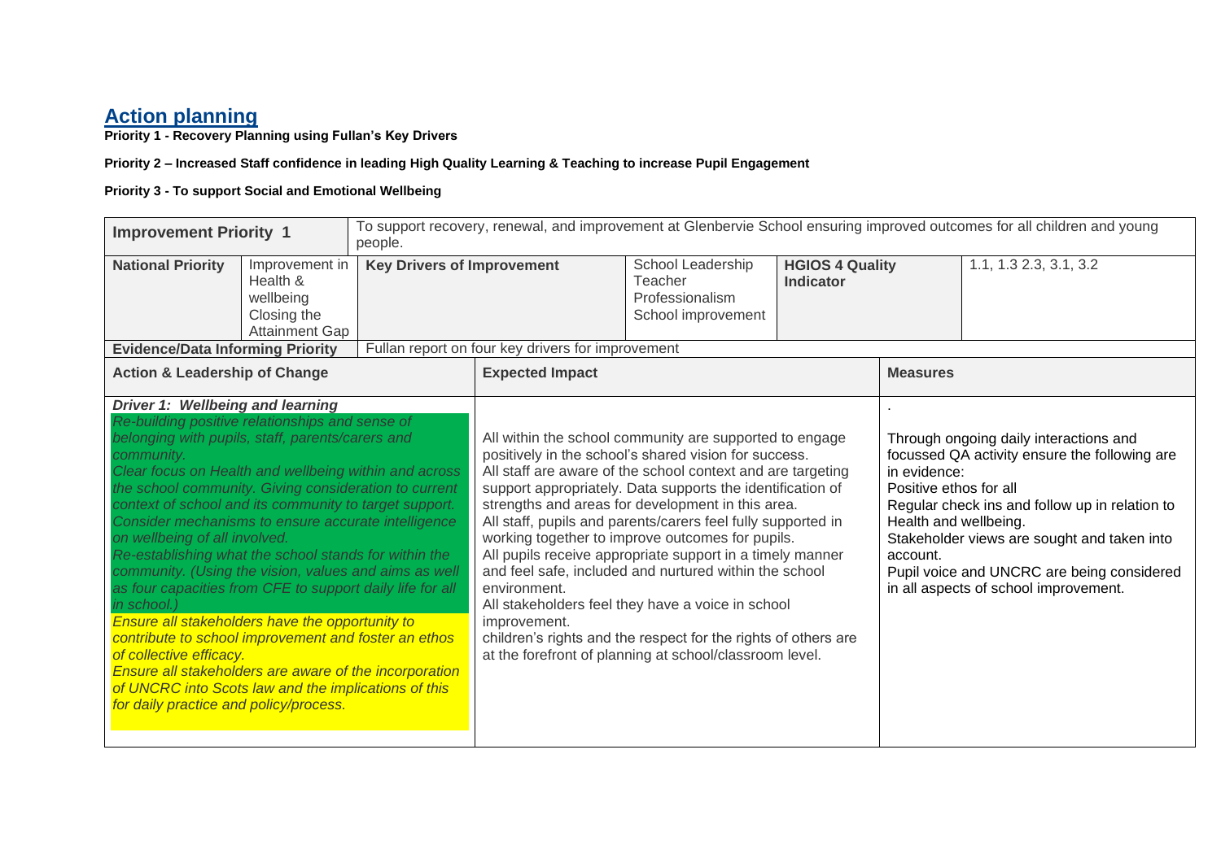## Action planning

**Priority 1 - Recovery Planning using Fullan's Key Drivers**

**Priority 2 – Increased Staff confidence in leading High Quality Learning & Teaching to increase Pupil Engagement**

**Priority 3 - To support Social and Emotional Wellbeing**

| **Improvement Priority 1** | To support recovery, renewal, and improvement at Glenbervie School ensuring improved outcomes for all children and young people. | | | | |
|---|---|---|---|---|---|
| **National Priority** | Improvement in Health & wellbeing<br>Closing the Attainment Gap | **Key Drivers of Improvement** | School Leadership<br>Teacher Professionalism<br>School improvement | **HGIOS 4 Quality Indicator** | 1.1, 1.3 2.3, 3.1, 3.2 |
| **Evidence/Data Informing Priority** | Fullan report on four key drivers for improvement | | | | |
| **Action & Leadership of Change** | **Expected Impact** | | | **Measures** | |
| ***Driver 1: Wellbeing and learning***<br>*Re-building positive relationships and sense of belonging with pupils, staff, parents/carers and community.*<br>*Clear focus on Health and wellbeing within and across the school community. Giving consideration to current context of school and its community to target support. Consider mechanisms to ensure accurate intelligence on wellbeing of all involved.*<br>*Re-establishing what the school stands for within the community. (Using the vision, values and aims as well as four capacities from CFE to support daily life for all in school.)*<br>*Ensure all stakeholders have the opportunity to contribute to school improvement and foster an ethos of collective efficacy.*<br>*Ensure all stakeholders are aware of the incorporation of UNCRC into Scots law and the implications of this for daily practice and policy/process.* | All within the school community are supported to engage positively in the school's shared vision for success.<br>All staff are aware of the school context and are targeting support appropriately. Data supports the identification of strengths and areas for development in this area.<br>All staff, pupils and parents/carers feel fully supported in working together to improve outcomes for pupils.<br>All pupils receive appropriate support in a timely manner and feel safe, included and nurtured within the school environment.<br>All stakeholders feel they have a voice in school improvement.<br>children's rights and the respect for the rights of others are at the forefront of planning at school/classroom level. | | | .<br>Through ongoing daily interactions and focussed QA activity ensure the following are in evidence:<br>Positive ethos for all<br>Regular check ins and follow up in relation to Health and wellbeing.<br>Stakeholder views are sought and taken into account.<br>Pupil voice and UNCRC are being considered in all aspects of school improvement. | |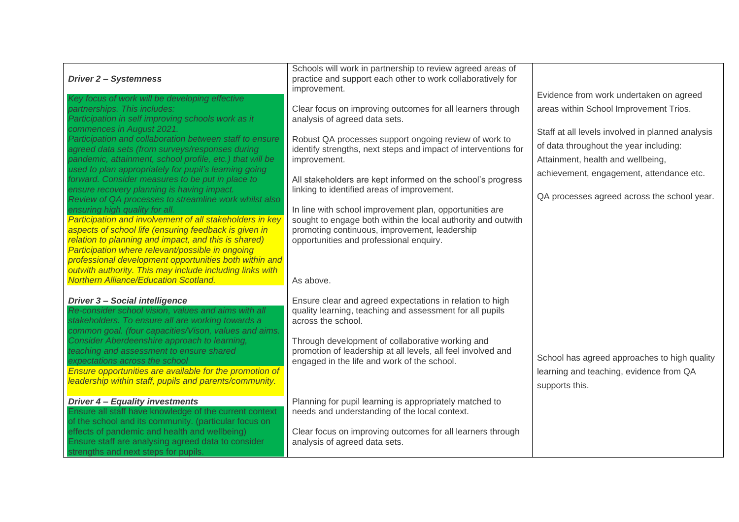| | | |
|---|---|---|
| ***Driver 2 – Systemness***<br>*Key focus of work will be developing effective partnerships. This includes:*<br>*Participation in self improving schools work as it commences in August 2021.*<br>*Participation and collaboration between staff to ensure agreed data sets (from surveys/responses during pandemic, attainment, school profile, etc.) that will be used to plan appropriately for pupil's learning going forward. Consider measures to be put in place to ensure recovery planning is having impact.*<br>*Review of QA processes to streamline work whilst also ensuring high quality for all.*<br>*Participation and involvement of all stakeholders in key aspects of school life (ensuring feedback is given in relation to planning and impact, and this is shared)*<br>*Participation where relevant/possible in ongoing professional development opportunities both within and outwith authority. This may include including links with Northern Alliance/Education Scotland.* | Schools will work in partnership to review agreed areas of practice and support each other to work collaboratively for improvement.<br><br>Clear focus on improving outcomes for all learners through analysis of agreed data sets.<br><br>Robust QA processes support ongoing review of work to identify strengths, next steps and impact of interventions for improvement.<br><br>All stakeholders are kept informed on the school's progress linking to identified areas of improvement.<br><br>In line with school improvement plan, opportunities are sought to engage both within the local authority and outwith promoting continuous, improvement, leadership opportunities and professional enquiry.<br><br>As above. | Evidence from work undertaken on agreed areas within School Improvement Trios.<br><br>Staff at all levels involved in planned analysis of data throughout the year including: Attainment, health and wellbeing, achievement, engagement, attendance etc.<br><br>QA processes agreed across the school year. |
| ***Driver 3 – Social intelligence***<br>*Re-consider school vision, values and aims with all stakeholders. To ensure all are working towards a common goal. (four capacities/Vison, values and aims.*<br>*Consider Aberdeenshire approach to learning, teaching and assessment to ensure shared expectations across the school*<br>*Ensure opportunities are available for the promotion of leadership within staff, pupils and parents/community.* | Ensure clear and agreed expectations in relation to high quality learning, teaching and assessment for all pupils across the school.<br><br>Through development of collaborative working and promotion of leadership at all levels, all feel involved and engaged in the life and work of the school. | School has agreed approaches to high quality learning and teaching, evidence from QA supports this. |
| ***Driver 4 – Equality investments***<br>Ensure all staff have knowledge of the current context of the school and its community. (particular focus on effects of pandemic and health and wellbeing)<br>Ensure staff are analysing agreed data to consider strengths and next steps for pupils. | Planning for pupil learning is appropriately matched to needs and understanding of the local context.<br><br>Clear focus on improving outcomes for all learners through analysis of agreed data sets. | |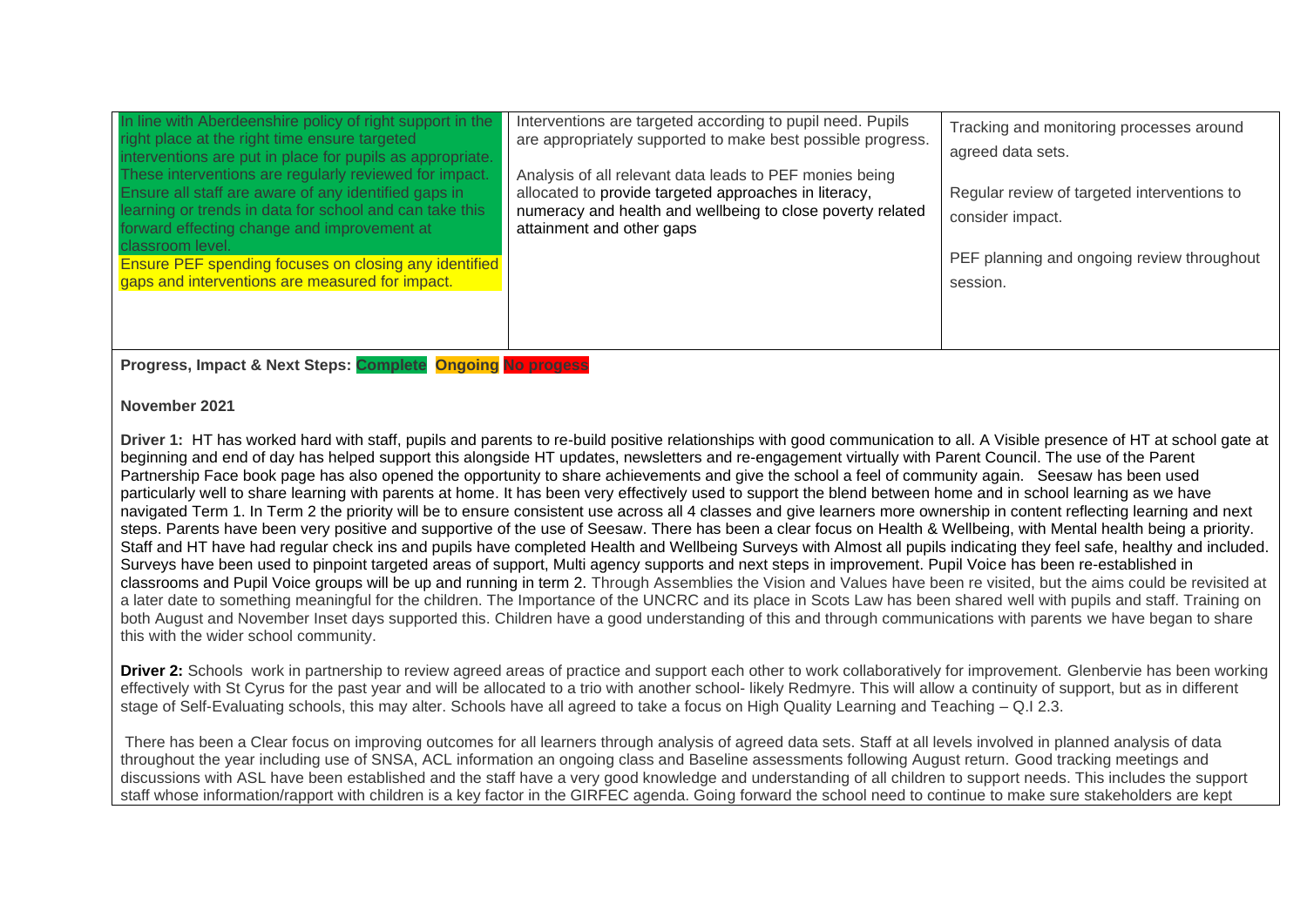| | | |
|---|---|---|
| In line with Aberdeenshire policy of right support in the right place at the right time ensure targeted interventions are put in place for pupils as appropriate. These interventions are regularly reviewed for impact. Ensure all staff are aware of any identified gaps in learning or trends in data for school and can take this forward effecting change and improvement at classroom level.<br>Ensure PEF spending focuses on closing any identified gaps and interventions are measured for impact. | Interventions are targeted according to pupil need. Pupils are appropriately supported to make best possible progress.<br><br>Analysis of all relevant data leads to PEF monies being allocated to provide targeted approaches in literacy, numeracy and health and wellbeing to close poverty related attainment and other gaps | Tracking and monitoring processes around agreed data sets.<br><br>Regular review of targeted interventions to consider impact.<br><br>PEF planning and ongoing review throughout session. |

**Progress, Impact & Next Steps: Complete Ongoing No progess**

**November 2021**

**Driver 1:** HT has worked hard with staff, pupils and parents to re-build positive relationships with good communication to all. A Visible presence of HT at school gate at beginning and end of day has helped support this alongside HT updates, newsletters and re-engagement virtually with Parent Council. The use of the Parent Partnership Face book page has also opened the opportunity to share achievements and give the school a feel of community again. Seesaw has been used particularly well to share learning with parents at home. It has been very effectively used to support the blend between home and in school learning as we have navigated Term 1. In Term 2 the priority will be to ensure consistent use across all 4 classes and give learners more ownership in content reflecting learning and next steps. Parents have been very positive and supportive of the use of Seesaw. There has been a clear focus on Health & Wellbeing, with Mental health being a priority. Staff and HT have had regular check ins and pupils have completed Health and Wellbeing Surveys with Almost all pupils indicating they feel safe, healthy and included. Surveys have been used to pinpoint targeted areas of support, Multi agency supports and next steps in improvement. Pupil Voice has been re-established in classrooms and Pupil Voice groups will be up and running in term 2. Through Assemblies the Vision and Values have been re visited, but the aims could be revisited at a later date to something meaningful for the children. The Importance of the UNCRC and its place in Scots Law has been shared well with pupils and staff. Training on both August and November Inset days supported this. Children have a good understanding of this and through communications with parents we have began to share this with the wider school community.

**Driver 2:** Schools work in partnership to review agreed areas of practice and support each other to work collaboratively for improvement. Glenbervie has been working effectively with St Cyrus for the past year and will be allocated to a trio with another school- likely Redmyre. This will allow a continuity of support, but as in different stage of Self-Evaluating schools, this may alter. Schools have all agreed to take a focus on High Quality Learning and Teaching – Q.I 2.3.

There has been a Clear focus on improving outcomes for all learners through analysis of agreed data sets. Staff at all levels involved in planned analysis of data throughout the year including use of SNSA, ACL information an ongoing class and Baseline assessments following August return. Good tracking meetings and discussions with ASL have been established and the staff have a very good knowledge and understanding of all children to support needs. This includes the support staff whose information/rapport with children is a key factor in the GIRFEC agenda. Going forward the school need to continue to make sure stakeholders are kept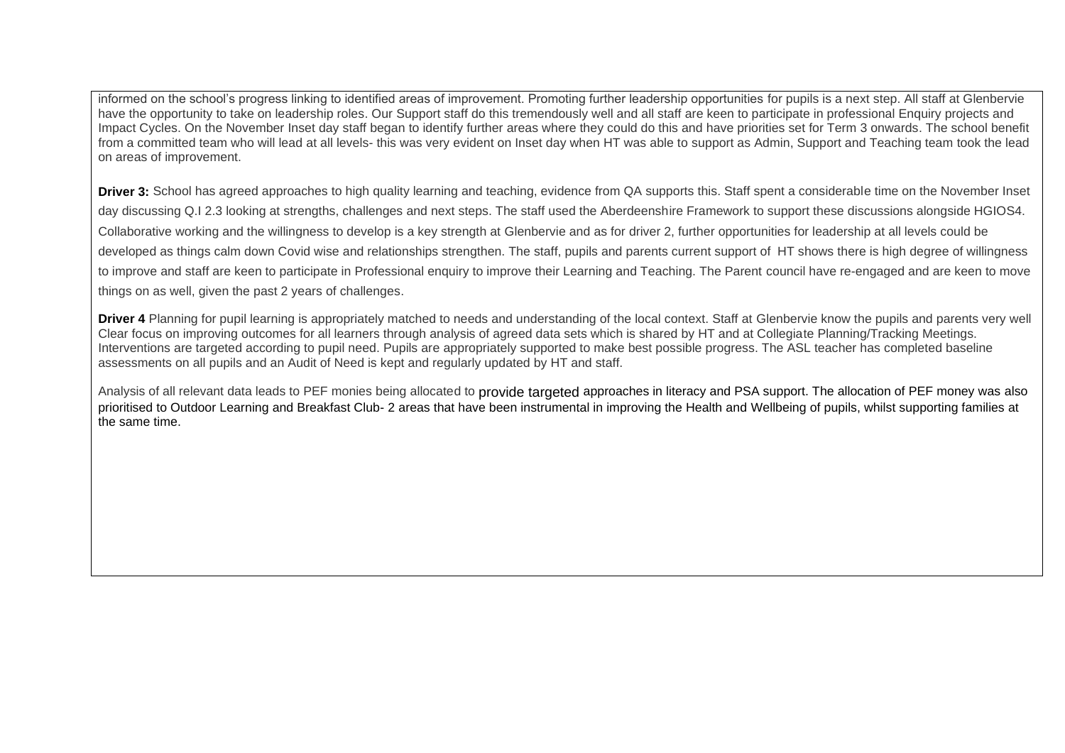informed on the school's progress linking to identified areas of improvement. Promoting further leadership opportunities for pupils is a next step. All staff at Glenbervie have the opportunity to take on leadership roles. Our Support staff do this tremendously well and all staff are keen to participate in professional Enquiry projects and Impact Cycles. On the November Inset day staff began to identify further areas where they could do this and have priorities set for Term 3 onwards. The school benefit from a committed team who will lead at all levels- this was very evident on Inset day when HT was able to support as Admin, Support and Teaching team took the lead on areas of improvement.

**Driver 3:** School has agreed approaches to high quality learning and teaching, evidence from QA supports this. Staff spent a considerable time on the November Inset day discussing Q.I 2.3 looking at strengths, challenges and next steps. The staff used the Aberdeenshire Framework to support these discussions alongside HGIOS4. Collaborative working and the willingness to develop is a key strength at Glenbervie and as for driver 2, further opportunities for leadership at all levels could be developed as things calm down Covid wise and relationships strengthen. The staff, pupils and parents current support of HT shows there is high degree of willingness to improve and staff are keen to participate in Professional enquiry to improve their Learning and Teaching. The Parent council have re-engaged and are keen to move things on as well, given the past 2 years of challenges.

**Driver 4** Planning for pupil learning is appropriately matched to needs and understanding of the local context. Staff at Glenbervie know the pupils and parents very well Clear focus on improving outcomes for all learners through analysis of agreed data sets which is shared by HT and at Collegiate Planning/Tracking Meetings. Interventions are targeted according to pupil need. Pupils are appropriately supported to make best possible progress. The ASL teacher has completed baseline assessments on all pupils and an Audit of Need is kept and regularly updated by HT and staff.

Analysis of all relevant data leads to PEF monies being allocated to provide targeted approaches in literacy and PSA support. The allocation of PEF money was also prioritised to Outdoor Learning and Breakfast Club- 2 areas that have been instrumental in improving the Health and Wellbeing of pupils, whilst supporting families at the same time.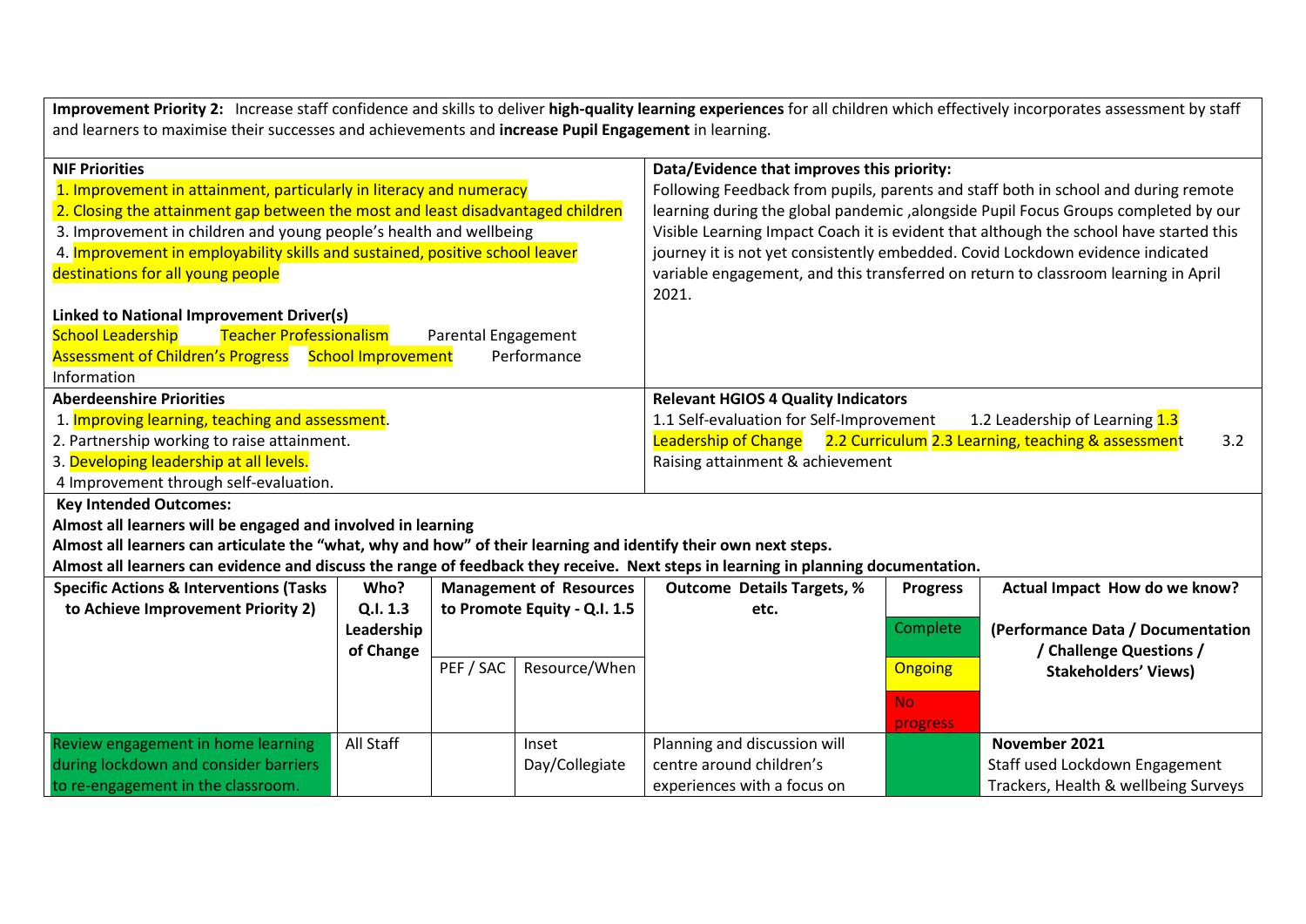**Improvement Priority 2:** Increase staff confidence and skills to deliver **high-quality learning experiences** for all children which effectively incorporates assessment by staff and learners to maximise their successes and achievements and **increase Pupil Engagement** in learning.

**NIF Priorities**

1. Improvement in attainment, particularly in literacy and numeracy
2. Closing the attainment gap between the most and least disadvantaged children
3. Improvement in children and young people's health and wellbeing
4. Improvement in employability skills and sustained, positive school leaver destinations for all young people

**Linked to National Improvement Driver(s)**

School Leadership  Teacher Professionalism  Parental Engagement  Assessment of Children's Progress  School Improvement  Performance Information

**Data/Evidence that improves this priority:**

Following Feedback from pupils, parents and staff both in school and during remote learning during the global pandemic ,alongside Pupil Focus Groups completed by our Visible Learning Impact Coach it is evident that although the school have started this journey it is not yet consistently embedded. Covid Lockdown evidence indicated variable engagement, and this transferred on return to classroom learning in April 2021.

**Aberdeenshire Priorities**

1. Improving learning, teaching and assessment.
2. Partnership working to raise attainment.
3. Developing leadership at all levels.
4. Improvement through self-evaluation.

**Relevant HGIOS 4 Quality Indicators**

1.1 Self-evaluation for Self-Improvement  1.2 Leadership of Learning  1.3 Leadership of Change  2.2 Curriculum  2.3 Learning, teaching & assessment  3.2 Raising attainment & achievement

**Key Intended Outcomes:**

**Almost all learners will be engaged and involved in learning**

**Almost all learners can articulate the "what, why and how" of their learning and identify their own next steps.**

**Almost all learners can evidence and discuss the range of feedback they receive. Next steps in learning in planning documentation.**

| Specific Actions & Interventions (Tasks to Achieve Improvement Priority 2) | Who? Q.I. 1.3 Leadership of Change | Management of Resources to Promote Equity - Q.I. 1.5 | | Outcome Details Targets, % etc. | Progress (Complete / Ongoing / No progress) | Actual Impact How do we know? (Performance Data / Documentation / Challenge Questions / Stakeholders' Views) |
|---|---|---|---|---|---|---|
| | | PEF / SAC | Resource/When | | | |
| Review engagement in home learning during lockdown and consider barriers to re-engagement in the classroom. | All Staff | | Inset Day/Collegiate | Planning and discussion will centre around children's experiences with a focus on | Complete | **November 2021** Staff used Lockdown Engagement Trackers, Health & wellbeing Surveys |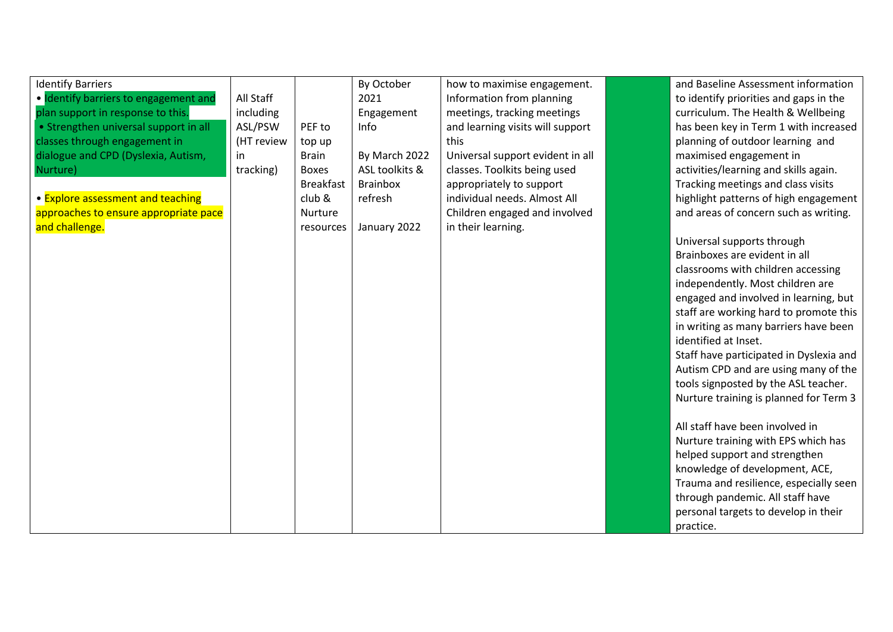| | | | | | | |
|---|---|---|---|---|---|---|
| Identify Barriers<br>• Identify barriers to engagement and plan support in response to this.<br>• Strengthen universal support in all classes through engagement in dialogue and CPD (Dyslexia, Autism, Nurture)<br><br>• Explore assessment and teaching approaches to ensure appropriate pace and challenge. | All Staff including ASL/PSW (HT review in tracking) | PEF to top up Brain Boxes Breakfast club & Nurture resources | By October 2021 Engagement Info<br><br>By March 2022 ASL toolkits & Brainbox refresh<br><br>January 2022 | how to maximise engagement. Information from planning meetings, tracking meetings and learning visits will support this<br>Universal support evident in all classes. Toolkits being used appropriately to support individual needs. Almost All Children engaged and involved in their learning. | | and Baseline Assessment information to identify priorities and gaps in the curriculum. The Health & Wellbeing has been key in Term 1 with increased planning of outdoor learning and maximised engagement in activities/learning and skills again. Tracking meetings and class visits highlight patterns of high engagement and areas of concern such as writing.<br><br>Universal supports through Brainboxes are evident in all classrooms with children accessing independently. Most children are engaged and involved in learning, but staff are working hard to promote this in writing as many barriers have been identified at Inset.<br>Staff have participated in Dyslexia and Autism CPD and are using many of the tools signposted by the ASL teacher. Nurture training is planned for Term 3<br><br>All staff have been involved in Nurture training with EPS which has helped support and strengthen knowledge of development, ACE, Trauma and resilience, especially seen through pandemic. All staff have personal targets to develop in their practice. |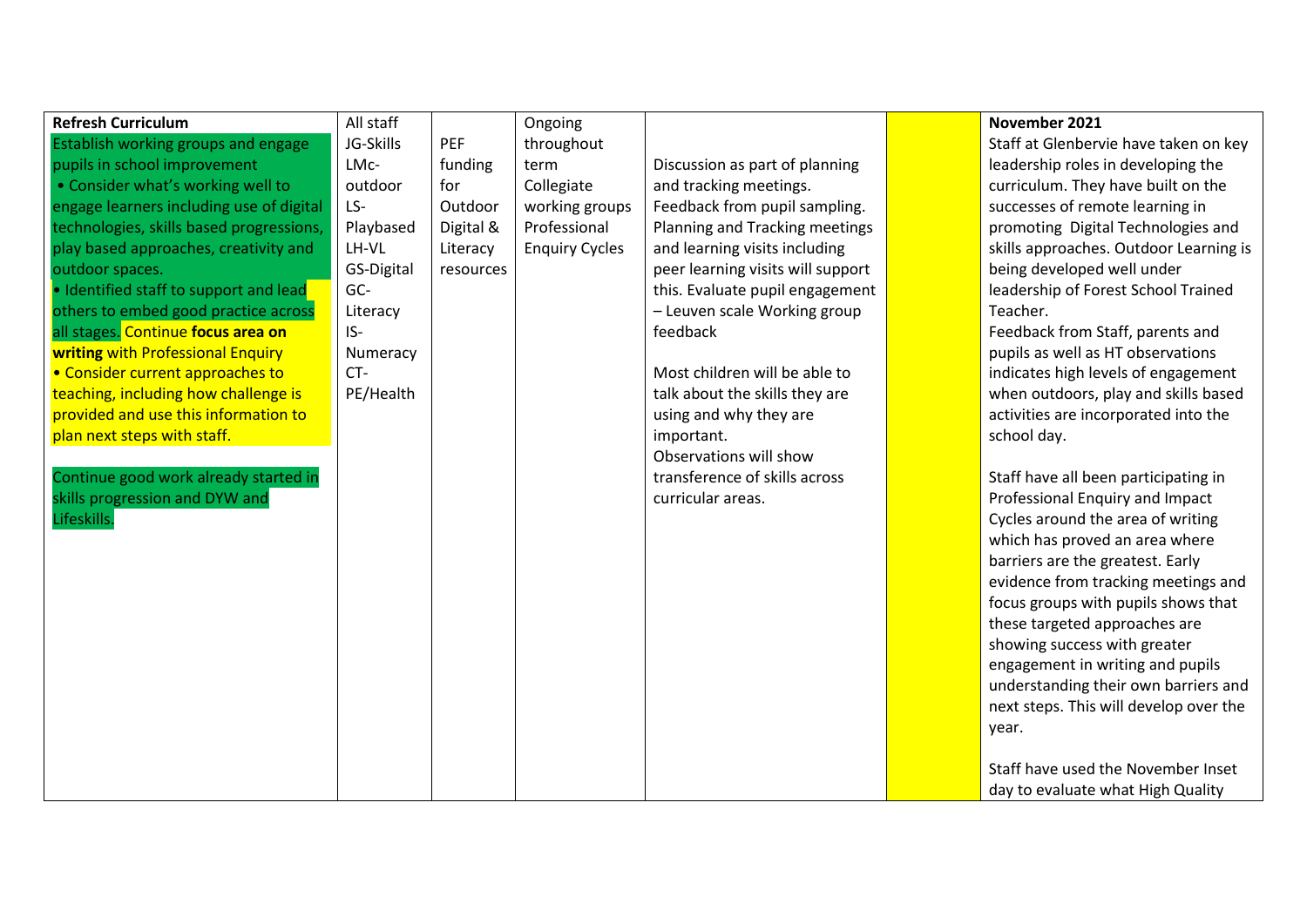| **Refresh Curriculum** Establish working groups and engage pupils in school improvement • Consider what's working well to engage learners including use of digital technologies, skills based progressions, play based approaches, creativity and outdoor spaces. • Identified staff to support and lead others to embed good practice across all stages. Continue **focus area on writing** with Professional Enquiry • Consider current approaches to teaching, including how challenge is provided and use this information to plan next steps with staff. <br><br> Continue good work already started in skills progression and DYW and Lifeskills. | All staff JG-Skills LMc-outdoor LS-Playbased LH-VL GS-Digital GC-Literacy IS-Numeracy CT-PE/Health | PEF funding for Outdoor Digital & Literacy resources | Ongoing throughout term Collegiate working groups Professional Enquiry Cycles | Discussion as part of planning and tracking meetings. Feedback from pupil sampling. Planning and Tracking meetings and learning visits including peer learning visits will support this. Evaluate pupil engagement – Leuven scale Working group feedback <br><br> Most children will be able to talk about the skills they are using and why they are important. Observations will show transference of skills across curricular areas. | | **November 2021** Staff at Glenbervie have taken on key leadership roles in developing the curriculum. They have built on the successes of remote learning in promoting Digital Technologies and skills approaches. Outdoor Learning is being developed well under leadership of Forest School Trained Teacher. Feedback from Staff, parents and pupils as well as HT observations indicates high levels of engagement when outdoors, play and skills based activities are incorporated into the school day. <br><br> Staff have all been participating in Professional Enquiry and Impact Cycles around the area of writing which has proved an area where barriers are the greatest. Early evidence from tracking meetings and focus groups with pupils shows that these targeted approaches are showing success with greater engagement in writing and pupils understanding their own barriers and next steps. This will develop over the year. <br><br> Staff have used the November Inset day to evaluate what High Quality |
|---|---|---|---|---|---|---|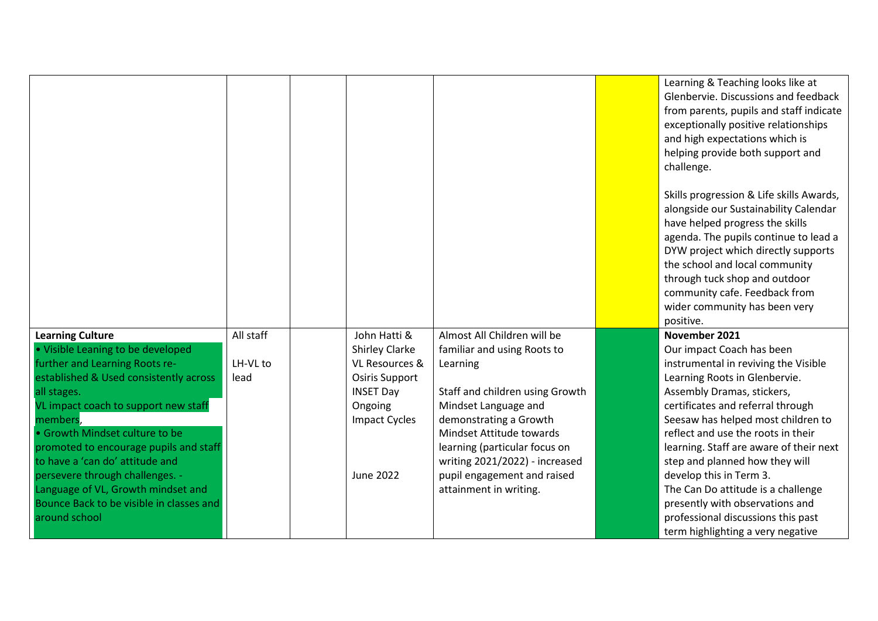| | | | | | | |
|---|---|---|---|---|---|---|
| | | | | | | Learning & Teaching looks like at Glenbervie. Discussions and feedback from parents, pupils and staff indicate exceptionally positive relationships and high expectations which is helping provide both support and challenge.<br><br>Skills progression & Life skills Awards, alongside our Sustainability Calendar have helped progress the skills agenda. The pupils continue to lead a DYW project which directly supports the school and local community through tuck shop and outdoor community cafe. Feedback from wider community has been very positive. |
| **Learning Culture**<br>• Visible Leaning to be developed further and Learning Roots re-established & Used consistently across all stages.<br>VL impact coach to support new staff members,<br>• Growth Mindset culture to be promoted to encourage pupils and staff to have a 'can do' attitude and persevere through challenges. - Language of VL, Growth mindset and Bounce Back to be visible in classes and around school | All staff<br><br>LH-VL to lead | | John Hatti & Shirley Clarke<br>VL Resources & Osiris Support<br>INSET Day<br>Ongoing<br>Impact Cycles<br><br><br>June 2022 | Almost All Children will be familiar and using Roots to Learning<br><br>Staff and children using Growth Mindset Language and demonstrating a Growth Mindset Attitude towards learning (particular focus on writing 2021/2022) - increased pupil engagement and raised attainment in writing. | | **November 2021**<br>Our impact Coach has been instrumental in reviving the Visible Learning Roots in Glenbervie. Assembly Dramas, stickers, certificates and referral through Seesaw has helped most children to reflect and use the roots in their learning. Staff are aware of their next step and planned how they will develop this in Term 3.<br>The Can Do attitude is a challenge presently with observations and professional discussions this past term highlighting a very negative |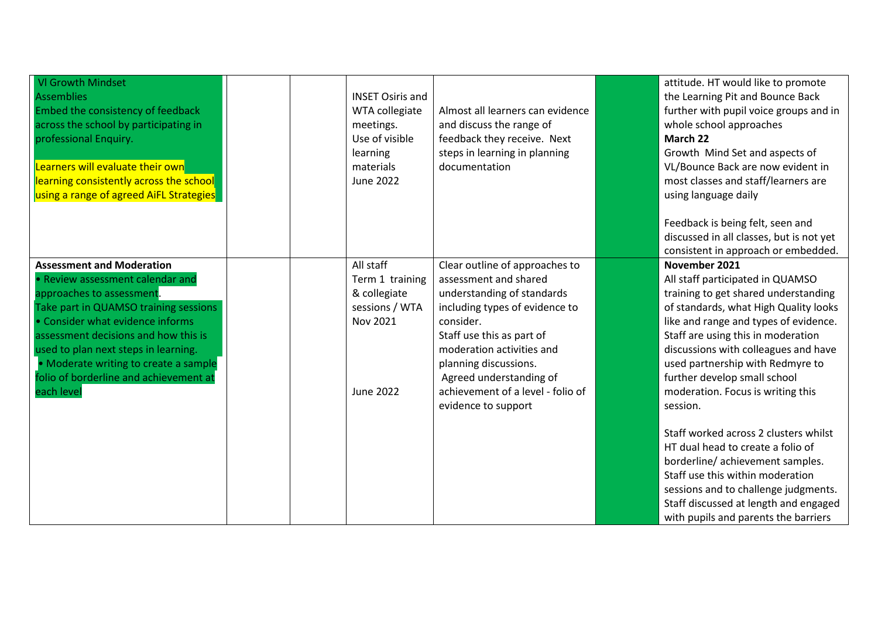| | | | | | | |
|---|---|---|---|---|---|---|
| Vl Growth Mindset<br>Assemblies<br>Embed the consistency of feedback across the school by participating in professional Enquiry.<br><br>Learners will evaluate their own learning consistently across the school using a range of agreed AiFL Strategies | | | INSET Osiris and WTA collegiate meetings.<br>Use of visible learning materials<br>June 2022 | Almost all learners can evidence and discuss the range of feedback they receive. Next steps in learning in planning documentation | | attitude. HT would like to promote the Learning Pit and Bounce Back further with pupil voice groups and in whole school approaches<br>**March 22**<br>Growth Mind Set and aspects of VL/Bounce Back are now evident in most classes and staff/learners are using language daily<br><br>Feedback is being felt, seen and discussed in all classes, but is not yet consistent in approach or embedded. |
| **Assessment and Moderation**<br>• Review assessment calendar and approaches to assessment.<br>Take part in QUAMSO training sessions<br>• Consider what evidence informs assessment decisions and how this is used to plan next steps in learning.<br>• Moderate writing to create a sample folio of borderline and achievement at each level | | | All staff<br>Term 1 training & collegiate sessions / WTA<br>Nov 2021<br><br><br><br>June 2022 | Clear outline of approaches to assessment and shared understanding of standards including types of evidence to consider.<br>Staff use this as part of moderation activities and planning discussions.<br>Agreed understanding of achievement of a level - folio of evidence to support | | **November 2021**<br>All staff participated in QUAMSO training to get shared understanding of standards, what High Quality looks like and range and types of evidence. Staff are using this in moderation discussions with colleagues and have used partnership with Redmyre to further develop small school moderation. Focus is writing this session.<br><br>Staff worked across 2 clusters whilst HT dual head to create a folio of borderline/ achievement samples. Staff use this within moderation sessions and to challenge judgments. Staff discussed at length and engaged with pupils and parents the barriers |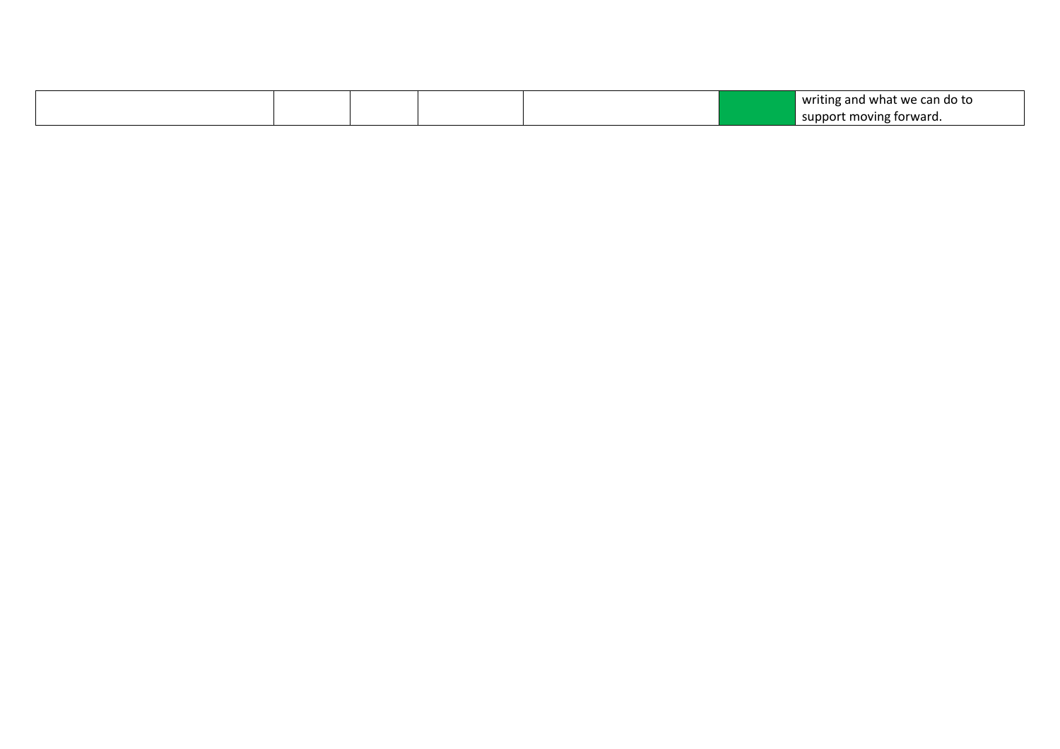| | | | | | | |
|---|---|---|---|---|---|---|
| | | | | | | writing and what we can do to support moving forward. |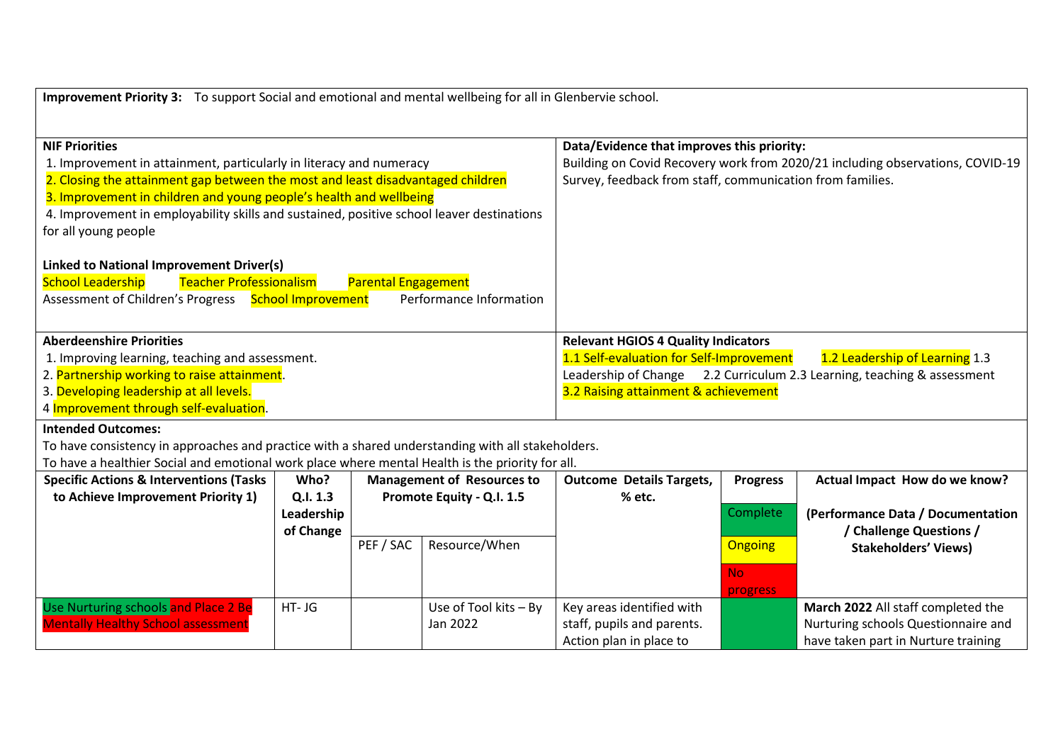**Improvement Priority 3:** To support Social and emotional and mental wellbeing for all in Glenbervie school.

| **NIF Priorities** | **Data/Evidence that improves this priority:** |
|---|---|
| 1. Improvement in attainment, particularly in literacy and numeracy<br>2. Closing the attainment gap between the most and least disadvantaged children<br>3. Improvement in children and young people's health and wellbeing<br>4. Improvement in employability skills and sustained, positive school leaver destinations for all young people<br><br>**Linked to National Improvement Driver(s)**<br>School Leadership Teacher Professionalism Parental Engagement<br>Assessment of Children's Progress School Improvement Performance Information | Building on Covid Recovery work from 2020/21 including observations, COVID-19 Survey, feedback from staff, communication from families. |
| **Aberdeenshire Priorities**<br>1. Improving learning, teaching and assessment.<br>2. Partnership working to raise attainment.<br>3. Developing leadership at all levels.<br>4 Improvement through self-evaluation. | **Relevant HGIOS 4 Quality Indicators**<br>1.1 Self-evaluation for Self-Improvement 1.2 Leadership of Learning 1.3 Leadership of Change 2.2 Curriculum 2.3 Learning, teaching & assessment<br>3.2 Raising attainment & achievement |

**Intended Outcomes:**

To have consistency in approaches and practice with a shared understanding with all stakeholders.

To have a healthier Social and emotional work place where mental Health is the priority for all.

| **Specific Actions & Interventions (Tasks to Achieve Improvement Priority 1)** | **Who? Q.I. 1.3 Leadership of Change** | **Management of Resources to Promote Equity - Q.I. 1.5** | | **Outcome Details Targets, % etc.** | **Progress** | **Actual Impact How do we know?** |
|---|---|---|---|---|---|---|
| | | PEF / SAC | Resource/When | | Complete<br>Ongoing<br>No progress | **(Performance Data / Documentation / Challenge Questions / Stakeholders' Views)** |
| Use Nurturing schools and Place 2 Be Mentally Healthy School assessment | HT- JG | | Use of Tool kits – By Jan 2022 | Key areas identified with staff, pupils and parents. Action plan in place to | Complete | **March 2022** All staff completed the Nurturing schools Questionnaire and have taken part in Nurture training |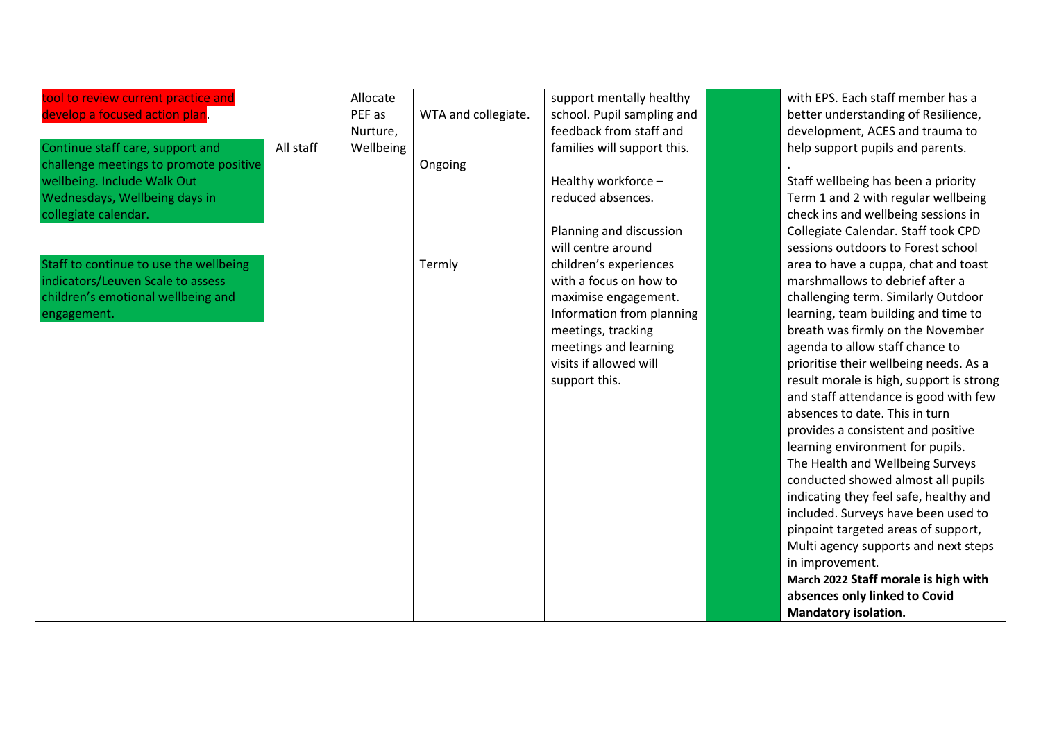| | | | | | | |
|---|---|---|---|---|---|---|
| tool to review current practice and develop a focused action plan.<br><br>Continue staff care, support and challenge meetings to promote positive wellbeing. Include Walk Out Wednesdays, Wellbeing days in collegiate calendar.<br><br>Staff to continue to use the wellbeing indicators/Leuven Scale to assess children's emotional wellbeing and engagement. | All staff | Allocate PEF as Nurture, Wellbeing | WTA and collegiate.<br><br>Ongoing<br><br>Termly | support mentally healthy school. Pupil sampling and feedback from staff and families will support this.<br><br>Healthy workforce – reduced absences.<br><br>Planning and discussion will centre around children's experiences with a focus on how to maximise engagement. Information from planning meetings, tracking meetings and learning visits if allowed will support this. | | with EPS. Each staff member has a better understanding of Resilience, development, ACES and trauma to help support pupils and parents.<br>.<br>Staff wellbeing has been a priority Term 1 and 2 with regular wellbeing check ins and wellbeing sessions in Collegiate Calendar. Staff took CPD sessions outdoors to Forest school area to have a cuppa, chat and toast marshmallows to debrief after a challenging term. Similarly Outdoor learning, team building and time to breath was firmly on the November agenda to allow staff chance to prioritise their wellbeing needs. As a result morale is high, support is strong and staff attendance is good with few absences to date. This in turn provides a consistent and positive learning environment for pupils. The Health and Wellbeing Surveys conducted showed almost all pupils indicating they feel safe, healthy and included. Surveys have been used to pinpoint targeted areas of support, Multi agency supports and next steps in improvement.<br>**March 2022 Staff morale is high with absences only linked to Covid Mandatory isolation.** |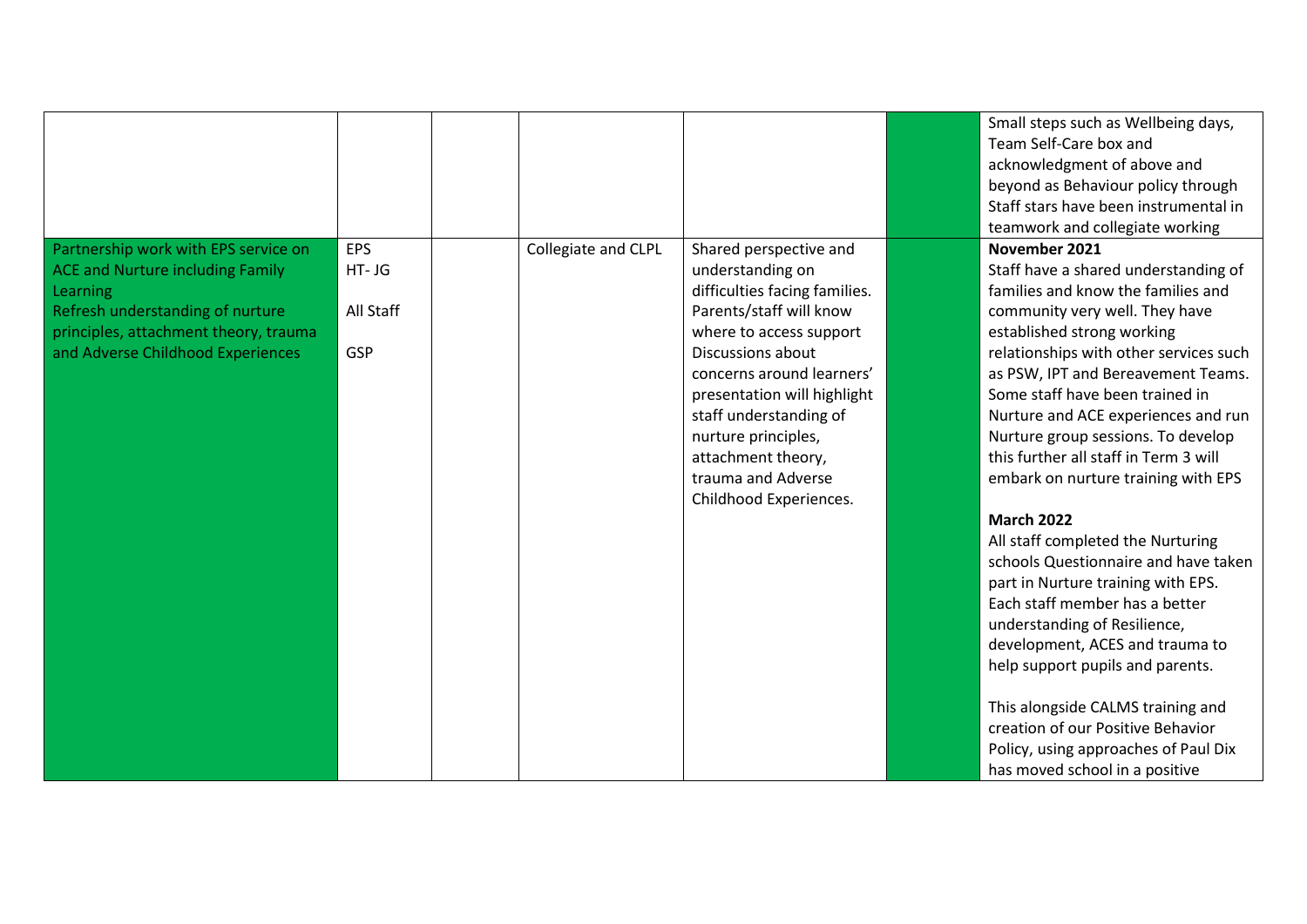| | | | | | | |
|---|---|---|---|---|---|---|
| | | | | | | Small steps such as Wellbeing days, Team Self-Care box and acknowledgment of above and beyond as Behaviour policy through Staff stars have been instrumental in teamwork and collegiate working |
| Partnership work with EPS service on ACE and Nurture including Family Learning<br>Refresh understanding of nurture principles, attachment theory, trauma and Adverse Childhood Experiences | EPS<br>HT- JG<br><br>All Staff<br><br>GSP | | Collegiate and CLPL | Shared perspective and understanding on difficulties facing families.<br>Parents/staff will know where to access support<br>Discussions about concerns around learners' presentation will highlight staff understanding of nurture principles, attachment theory, trauma and Adverse Childhood Experiences. | | **November 2021**<br>Staff have a shared understanding of families and know the families and community very well. They have established strong working relationships with other services such as PSW, IPT and Bereavement Teams. Some staff have been trained in Nurture and ACE experiences and run Nurture group sessions. To develop this further all staff in Term 3 will embark on nurture training with EPS<br><br>**March 2022**<br>All staff completed the Nurturing schools Questionnaire and have taken part in Nurture training with EPS. Each staff member has a better understanding of Resilience, development, ACES and trauma to help support pupils and parents.<br><br>This alongside CALMS training and creation of our Positive Behavior Policy, using approaches of Paul Dix has moved school in a positive |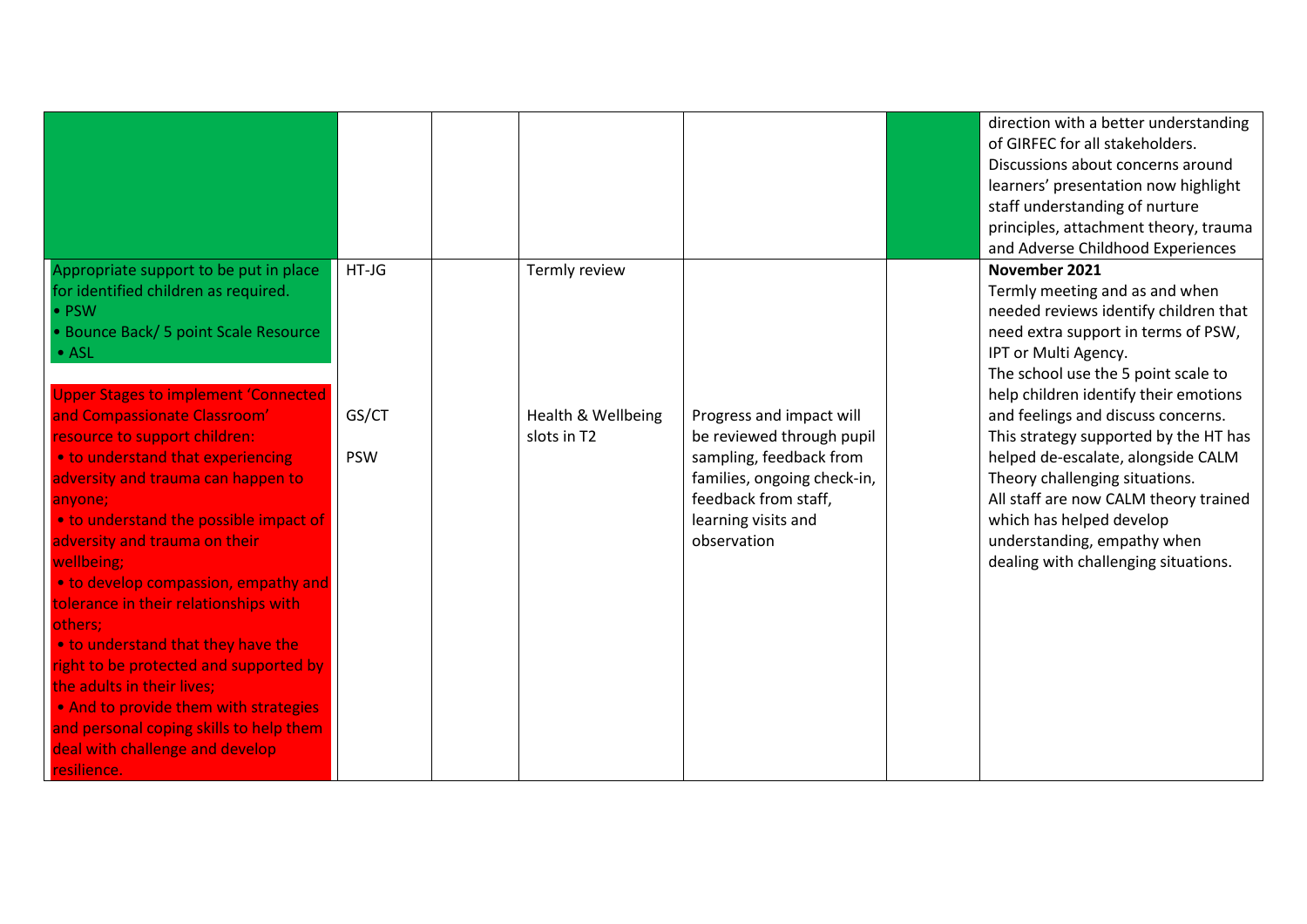| | | | | | | |
|---|---|---|---|---|---|---|
| | | | | | | direction with a better understanding of GIRFEC for all stakeholders. Discussions about concerns around learners' presentation now highlight staff understanding of nurture principles, attachment theory, trauma and Adverse Childhood Experiences |
| Appropriate support to be put in place for identified children as required.<br>• PSW<br>• Bounce Back/ 5 point Scale Resource<br>• ASL<br><br>Upper Stages to implement 'Connected and Compassionate Classroom' resource to support children:<br>• to understand that experiencing adversity and trauma can happen to anyone;<br>• to understand the possible impact of adversity and trauma on their wellbeing;<br>• to develop compassion, empathy and tolerance in their relationships with others;<br>• to understand that they have the right to be protected and supported by the adults in their lives;<br>• And to provide them with strategies and personal coping skills to help them deal with challenge and develop resilience. | HT-JG<br><br><br><br><br><br>GS/CT<br><br>PSW | | Termly review<br><br><br><br><br><br>Health & Wellbeing slots in T2 | <br><br><br><br><br><br>Progress and impact will be reviewed through pupil sampling, feedback from families, ongoing check-in, feedback from staff, learning visits and observation | | **November 2021**<br>Termly meeting and as and when needed reviews identify children that need extra support in terms of PSW, IPT or Multi Agency.<br>The school use the 5 point scale to help children identify their emotions and feelings and discuss concerns. This strategy supported by the HT has helped de-escalate, alongside CALM Theory challenging situations.<br>All staff are now CALM theory trained which has helped develop understanding, empathy when dealing with challenging situations. |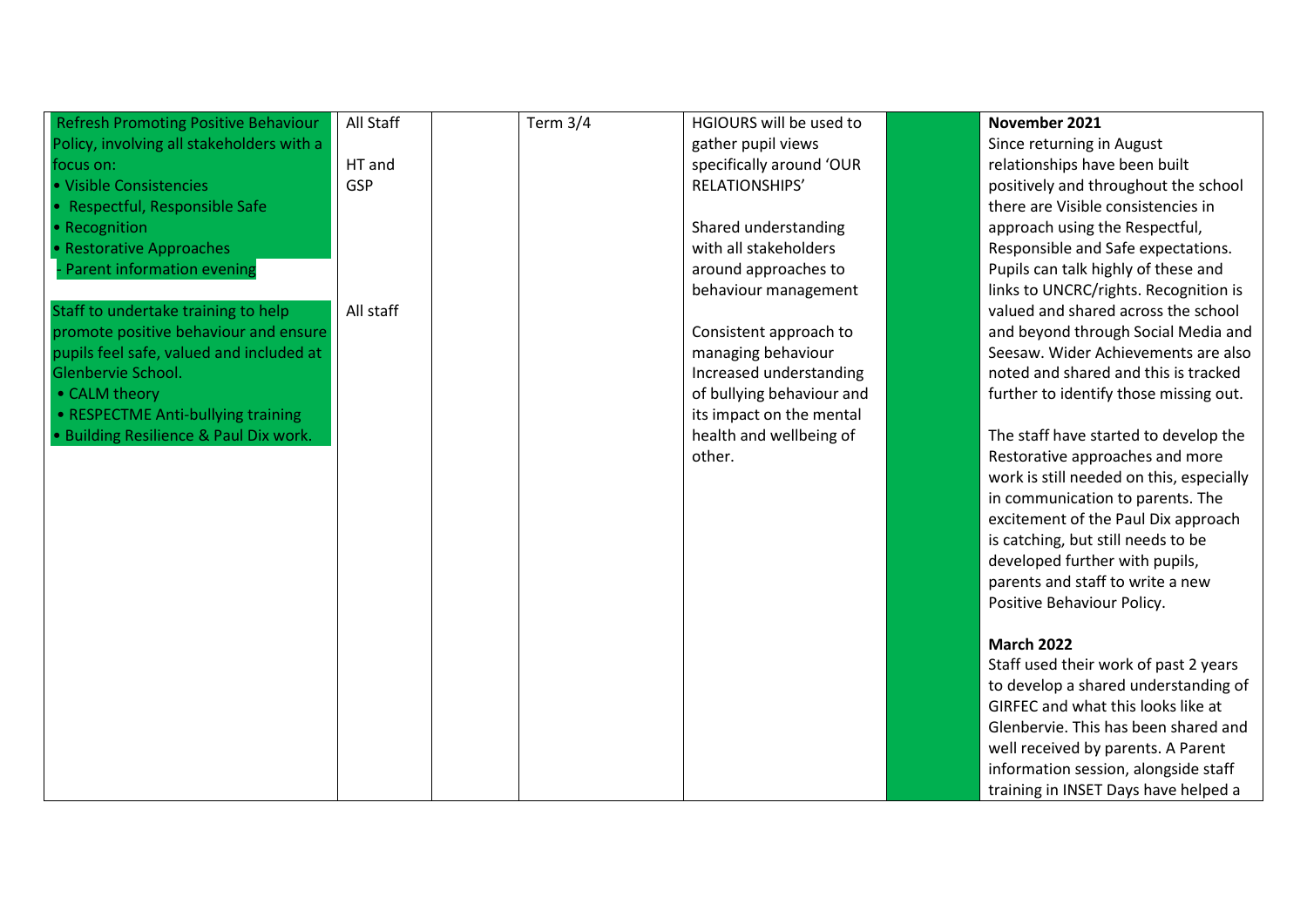| | | | | | | |
|---|---|---|---|---|---|---|
| Refresh Promoting Positive Behaviour Policy, involving all stakeholders with a focus on:<br>• Visible Consistencies<br>• Respectful, Responsible Safe<br>• Recognition<br>• Restorative Approaches<br>- Parent information evening<br><br>Staff to undertake training to help promote positive behaviour and ensure pupils feel safe, valued and included at Glenbervie School.<br>• CALM theory<br>• RESPECTME Anti-bullying training<br>• Building Resilience & Paul Dix work. | All Staff<br><br>HT and GSP<br><br><br><br><br><br><br>All staff | | Term 3/4 | HGIOURS will be used to gather pupil views specifically around 'OUR RELATIONSHIPS'<br><br>Shared understanding with all stakeholders around approaches to behaviour management<br><br>Consistent approach to managing behaviour<br>Increased understanding of bullying behaviour and its impact on the mental health and wellbeing of other. | | **November 2021**<br>Since returning in August relationships have been built positively and throughout the school there are Visible consistencies in approach using the Respectful, Responsible and Safe expectations. Pupils can talk highly of these and links to UNCRC/rights. Recognition is valued and shared across the school and beyond through Social Media and Seesaw. Wider Achievements are also noted and shared and this is tracked further to identify those missing out.<br><br>The staff have started to develop the Restorative approaches and more work is still needed on this, especially in communication to parents. The excitement of the Paul Dix approach is catching, but still needs to be developed further with pupils, parents and staff to write a new Positive Behaviour Policy.<br><br>**March 2022**<br>Staff used their work of past 2 years to develop a shared understanding of GIRFEC and what this looks like at Glenbervie. This has been shared and well received by parents. A Parent information session, alongside staff training in INSET Days have helped a |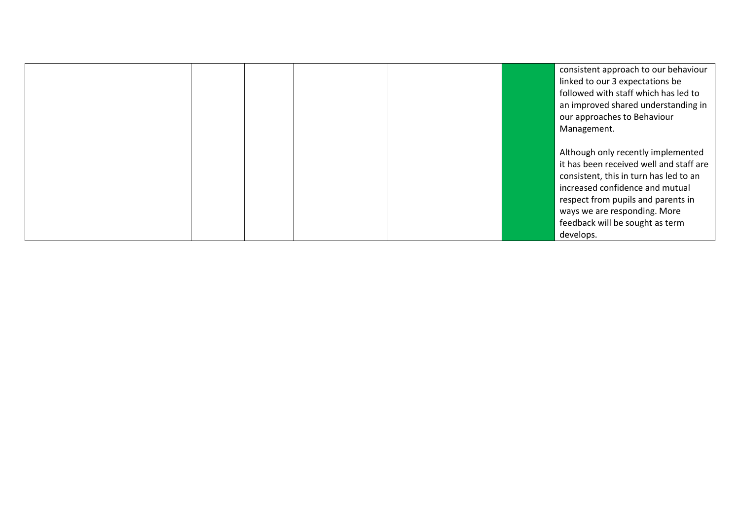| | | | | | | |
|---|---|---|---|---|---|---|
| | | | | | | consistent approach to our behaviour linked to our 3 expectations be followed with staff which has led to an improved shared understanding in our approaches to Behaviour Management.<br><br>Although only recently implemented it has been received well and staff are consistent, this in turn has led to an increased confidence and mutual respect from pupils and parents in ways we are responding. More feedback will be sought as term develops. |